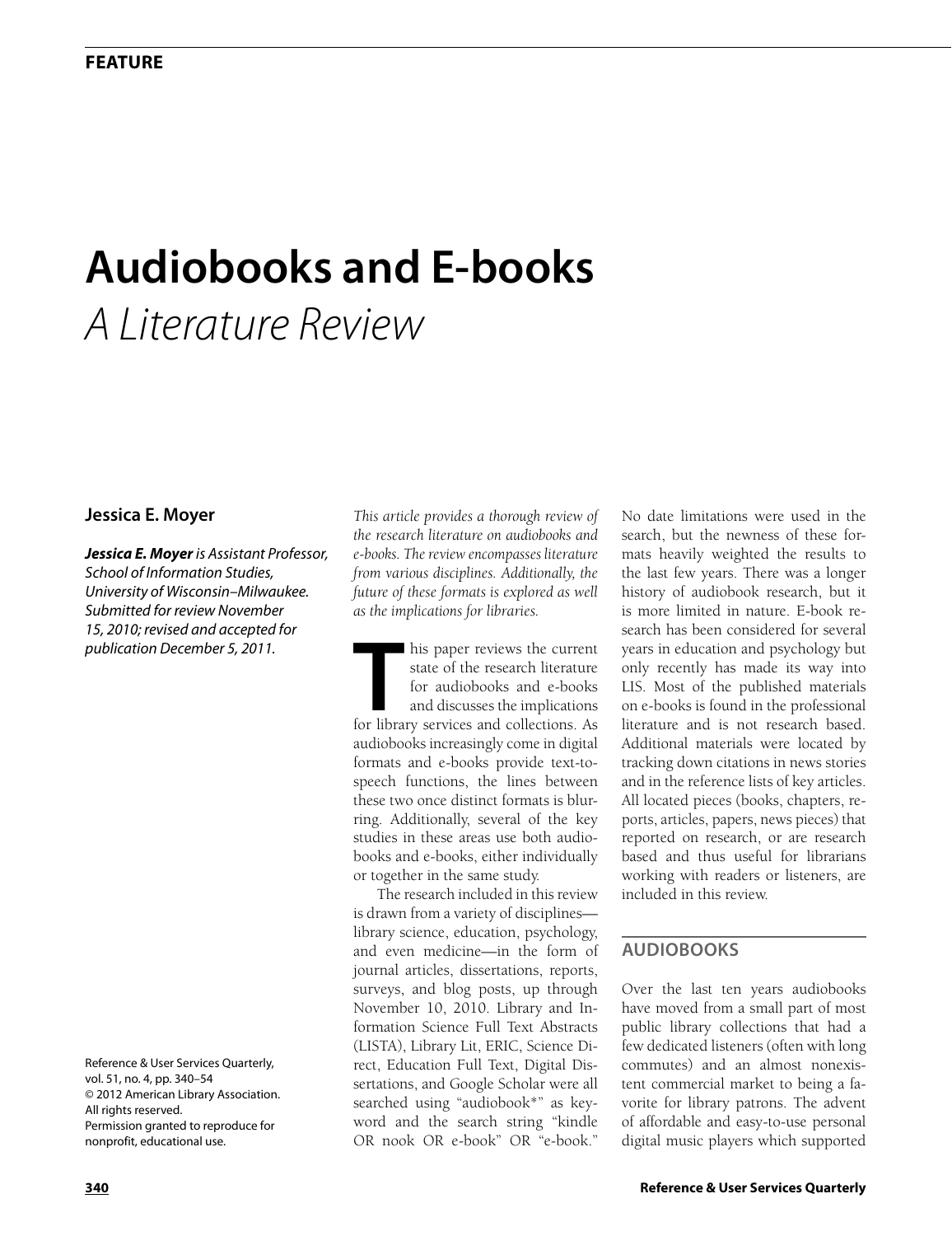FEATURE

# Audiobooks and E-books

## *A Literature Review*

**Jessica E. Moyer**

***Jessica E. Moyer*** *is Assistant Professor, School of Information Studies, University of Wisconsin–Milwaukee. Submitted for review November 15, 2010; revised and accepted for publication December 5, 2011.*

Reference & User Services Quarterly, vol. 51, no. 4, pp. 340–54
© 2012 American Library Association. All rights reserved.
Permission granted to reproduce for nonprofit, educational use.

*This article provides a thorough review of the research literature on audiobooks and e-books. The review encompasses literature from various disciplines. Additionally, the future of these formats is explored as well as the implications for libraries.*

This paper reviews the current state of the research literature for audiobooks and e-books and discusses the implications for library services and collections. As audiobooks increasingly come in digital formats and e-books provide text-to-speech functions, the lines between these two once distinct formats is blurring. Additionally, several of the key studies in these areas use both audiobooks and e-books, either individually or together in the same study.

The research included in this review is drawn from a variety of disciplines—library science, education, psychology, and even medicine—in the form of journal articles, dissertations, reports, surveys, and blog posts, up through November 10, 2010. Library and Information Science Full Text Abstracts (LISTA), Library Lit, ERIC, Science Direct, Education Full Text, Digital Dissertations, and Google Scholar were all searched using "audiobook*" as keyword and the search string "kindle OR nook OR e-book" OR "e-book." No date limitations were used in the search, but the newness of these formats heavily weighted the results to the last few years. There was a longer history of audiobook research, but it is more limited in nature. E-book research has been considered for several years in education and psychology but only recently has made its way into LIS. Most of the published materials on e-books is found in the professional literature and is not research based. Additional materials were located by tracking down citations in news stories and in the reference lists of key articles. All located pieces (books, chapters, reports, articles, papers, news pieces) that reported on research, or are research based and thus useful for librarians working with readers or listeners, are included in this review.

## AUDIOBOOKS

Over the last ten years audiobooks have moved from a small part of most public library collections that had a few dedicated listeners (often with long commutes) and an almost nonexistent commercial market to being a favorite for library patrons. The advent of affordable and easy-to-use personal digital music players which supported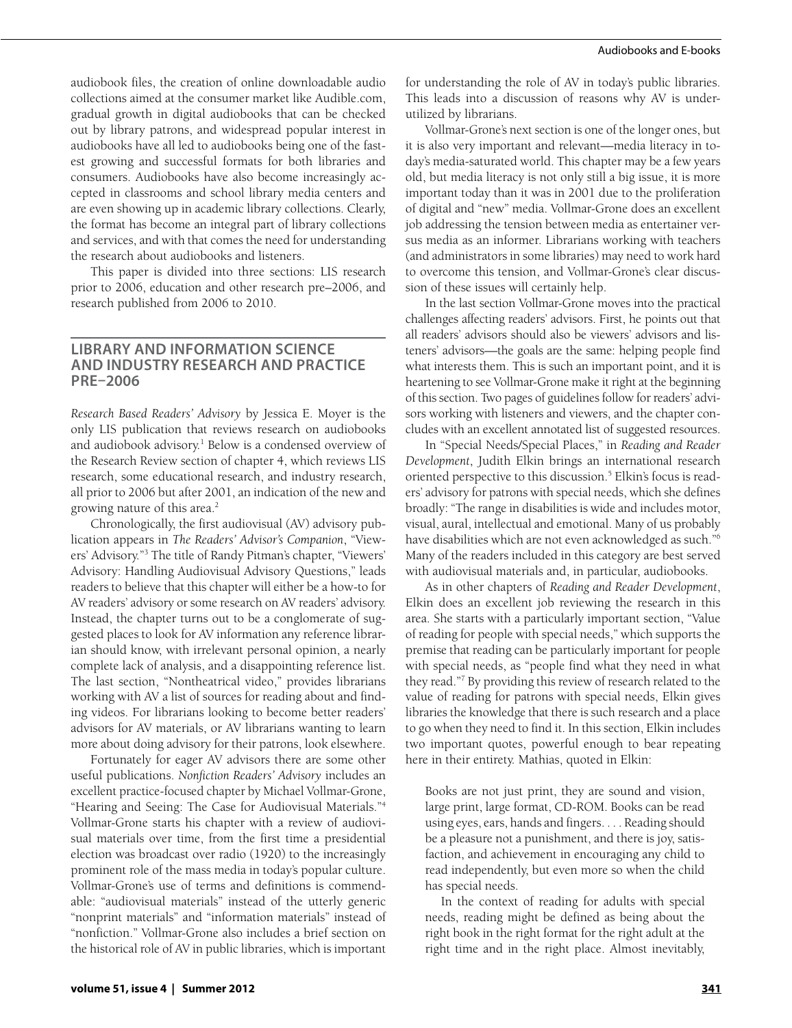audiobook files, the creation of online downloadable audio collections aimed at the consumer market like Audible.com, gradual growth in digital audiobooks that can be checked out by library patrons, and widespread popular interest in audiobooks have all led to audiobooks being one of the fastest growing and successful formats for both libraries and consumers. Audiobooks have also become increasingly accepted in classrooms and school library media centers and are even showing up in academic library collections. Clearly, the format has become an integral part of library collections and services, and with that comes the need for understanding the research about audiobooks and listeners.

This paper is divided into three sections: LIS research prior to 2006, education and other research pre–2006, and research published from 2006 to 2010.

## LIBRARY AND INFORMATION SCIENCE AND INDUSTRY RESEARCH AND PRACTICE PRE–2006

*Research Based Readers' Advisory* by Jessica E. Moyer is the only LIS publication that reviews research on audiobooks and audiobook advisory.[1] Below is a condensed overview of the Research Review section of chapter 4, which reviews LIS research, some educational research, and industry research, all prior to 2006 but after 2001, an indication of the new and growing nature of this area.[2]

Chronologically, the first audiovisual (AV) advisory publication appears in *The Readers' Advisor's Companion*, "Viewers' Advisory."[3] The title of Randy Pitman's chapter, "Viewers' Advisory: Handling Audiovisual Advisory Questions," leads readers to believe that this chapter will either be a how-to for AV readers' advisory or some research on AV readers' advisory. Instead, the chapter turns out to be a conglomerate of suggested places to look for AV information any reference librarian should know, with irrelevant personal opinion, a nearly complete lack of analysis, and a disappointing reference list. The last section, "Nontheatrical video," provides librarians working with AV a list of sources for reading about and finding videos. For librarians looking to become better readers' advisors for AV materials, or AV librarians wanting to learn more about doing advisory for their patrons, look elsewhere.

Fortunately for eager AV advisors there are some other useful publications. *Nonfiction Readers' Advisory* includes an excellent practice-focused chapter by Michael Vollmar-Grone, "Hearing and Seeing: The Case for Audiovisual Materials."[4] Vollmar-Grone starts his chapter with a review of audiovisual materials over time, from the first time a presidential election was broadcast over radio (1920) to the increasingly prominent role of the mass media in today's popular culture. Vollmar-Grone's use of terms and definitions is commendable: "audiovisual materials" instead of the utterly generic "nonprint materials" and "information materials" instead of "nonfiction." Vollmar-Grone also includes a brief section on the historical role of AV in public libraries, which is important for understanding the role of AV in today's public libraries. This leads into a discussion of reasons why AV is underutilized by librarians.

Vollmar-Grone's next section is one of the longer ones, but it is also very important and relevant—media literacy in today's media-saturated world. This chapter may be a few years old, but media literacy is not only still a big issue, it is more important today than it was in 2001 due to the proliferation of digital and "new" media. Vollmar-Grone does an excellent job addressing the tension between media as entertainer versus media as an informer. Librarians working with teachers (and administrators in some libraries) may need to work hard to overcome this tension, and Vollmar-Grone's clear discussion of these issues will certainly help.

In the last section Vollmar-Grone moves into the practical challenges affecting readers' advisors. First, he points out that all readers' advisors should also be viewers' advisors and listeners' advisors—the goals are the same: helping people find what interests them. This is such an important point, and it is heartening to see Vollmar-Grone make it right at the beginning of this section. Two pages of guidelines follow for readers' advisors working with listeners and viewers, and the chapter concludes with an excellent annotated list of suggested resources.

In "Special Needs/Special Places," in *Reading and Reader Development*, Judith Elkin brings an international research oriented perspective to this discussion.[5] Elkin's focus is readers' advisory for patrons with special needs, which she defines broadly: "The range in disabilities is wide and includes motor, visual, aural, intellectual and emotional. Many of us probably have disabilities which are not even acknowledged as such."[6] Many of the readers included in this category are best served with audiovisual materials and, in particular, audiobooks.

As in other chapters of *Reading and Reader Development*, Elkin does an excellent job reviewing the research in this area. She starts with a particularly important section, "Value of reading for people with special needs," which supports the premise that reading can be particularly important for people with special needs, as "people find what they need in what they read."[7] By providing this review of research related to the value of reading for patrons with special needs, Elkin gives libraries the knowledge that there is such research and a place to go when they need to find it. In this section, Elkin includes two important quotes, powerful enough to bear repeating here in their entirety. Mathias, quoted in Elkin:

> Books are not just print, they are sound and vision, large print, large format, CD-ROM. Books can be read using eyes, ears, hands and fingers. . . . Reading should be a pleasure not a punishment, and there is joy, satisfaction, and achievement in encouraging any child to read independently, but even more so when the child has special needs.
>
> In the context of reading for adults with special needs, reading might be defined as being about the right book in the right format for the right adult at the right time and in the right place. Almost inevitably,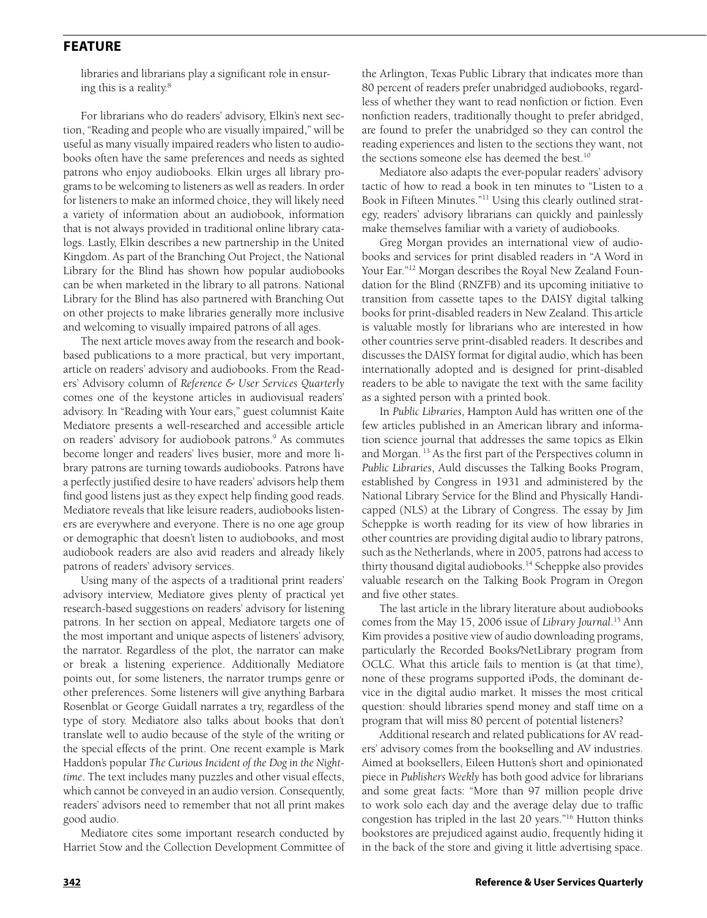libraries and librarians play a significant role in ensuring this is a reality.[8]

For librarians who do readers' advisory, Elkin's next section, "Reading and people who are visually impaired," will be useful as many visually impaired readers who listen to audiobooks often have the same preferences and needs as sighted patrons who enjoy audiobooks. Elkin urges all library programs to be welcoming to listeners as well as readers. In order for listeners to make an informed choice, they will likely need a variety of information about an audiobook, information that is not always provided in traditional online library catalogs. Lastly, Elkin describes a new partnership in the United Kingdom. As part of the Branching Out Project, the National Library for the Blind has shown how popular audiobooks can be when marketed in the library to all patrons. National Library for the Blind has also partnered with Branching Out on other projects to make libraries generally more inclusive and welcoming to visually impaired patrons of all ages.

The next article moves away from the research and book-based publications to a more practical, but very important, article on readers' advisory and audiobooks. From the Readers' Advisory column of *Reference & User Services Quarterly* comes one of the keystone articles in audiovisual readers' advisory. In "Reading with Your ears," guest columnist Kaite Mediatore presents a well-researched and accessible article on readers' advisory for audiobook patrons.[9] As commutes become longer and readers' lives busier, more and more library patrons are turning towards audiobooks. Patrons have a perfectly justified desire to have readers' advisors help them find good listens just as they expect help finding good reads. Mediatore reveals that like leisure readers, audiobooks listeners are everywhere and everyone. There is no one age group or demographic that doesn't listen to audiobooks, and most audiobook readers are also avid readers and already likely patrons of readers' advisory services.

Using many of the aspects of a traditional print readers' advisory interview, Mediatore gives plenty of practical yet research-based suggestions on readers' advisory for listening patrons. In her section on appeal, Mediatore targets one of the most important and unique aspects of listeners' advisory, the narrator. Regardless of the plot, the narrator can make or break a listening experience. Additionally Mediatore points out, for some listeners, the narrator trumps genre or other preferences. Some listeners will give anything Barbara Rosenblat or George Guidall narrates a try, regardless of the type of story. Mediatore also talks about books that don't translate well to audio because of the style of the writing or the special effects of the print. One recent example is Mark Haddon's popular *The Curious Incident of the Dog in the Night-time*. The text includes many puzzles and other visual effects, which cannot be conveyed in an audio version. Consequently, readers' advisors need to remember that not all print makes good audio.

Mediatore cites some important research conducted by Harriet Stow and the Collection Development Committee of the Arlington, Texas Public Library that indicates more than 80 percent of readers prefer unabridged audiobooks, regardless of whether they want to read nonfiction or fiction. Even nonfiction readers, traditionally thought to prefer abridged, are found to prefer the unabridged so they can control the reading experiences and listen to the sections they want, not the sections someone else has deemed the best.[10]

Mediatore also adapts the ever-popular readers' advisory tactic of how to read a book in ten minutes to "Listen to a Book in Fifteen Minutes."[11] Using this clearly outlined strategy, readers' advisory librarians can quickly and painlessly make themselves familiar with a variety of audiobooks.

Greg Morgan provides an international view of audiobooks and services for print disabled readers in "A Word in Your Ear."[12] Morgan describes the Royal New Zealand Foundation for the Blind (RNZFB) and its upcoming initiative to transition from cassette tapes to the DAISY digital talking books for print-disabled readers in New Zealand. This article is valuable mostly for librarians who are interested in how other countries serve print-disabled readers. It describes and discusses the DAISY format for digital audio, which has been internationally adopted and is designed for print-disabled readers to be able to navigate the text with the same facility as a sighted person with a printed book.

In *Public Libraries*, Hampton Auld has written one of the few articles published in an American library and information science journal that addresses the same topics as Elkin and Morgan.[13] As the first part of the Perspectives column in *Public Libraries*, Auld discusses the Talking Books Program, established by Congress in 1931 and administered by the National Library Service for the Blind and Physically Handicapped (NLS) at the Library of Congress. The essay by Jim Scheppke is worth reading for its view of how libraries in other countries are providing digital audio to library patrons, such as the Netherlands, where in 2005, patrons had access to thirty thousand digital audiobooks.[14] Scheppke also provides valuable research on the Talking Book Program in Oregon and five other states.

The last article in the library literature about audiobooks comes from the May 15, 2006 issue of *Library Journal*.[15] Ann Kim provides a positive view of audio downloading programs, particularly the Recorded Books/NetLibrary program from OCLC. What this article fails to mention is (at that time), none of these programs supported iPods, the dominant device in the digital audio market. It misses the most critical question: should libraries spend money and staff time on a program that will miss 80 percent of potential listeners?

Additional research and related publications for AV readers' advisory comes from the bookselling and AV industries. Aimed at booksellers, Eileen Hutton's short and opinionated piece in *Publishers Weekly* has both good advice for librarians and some great facts: "More than 97 million people drive to work solo each day and the average delay due to traffic congestion has tripled in the last 20 years."[16] Hutton thinks bookstores are prejudiced against audio, frequently hiding it in the back of the store and giving it little advertising space.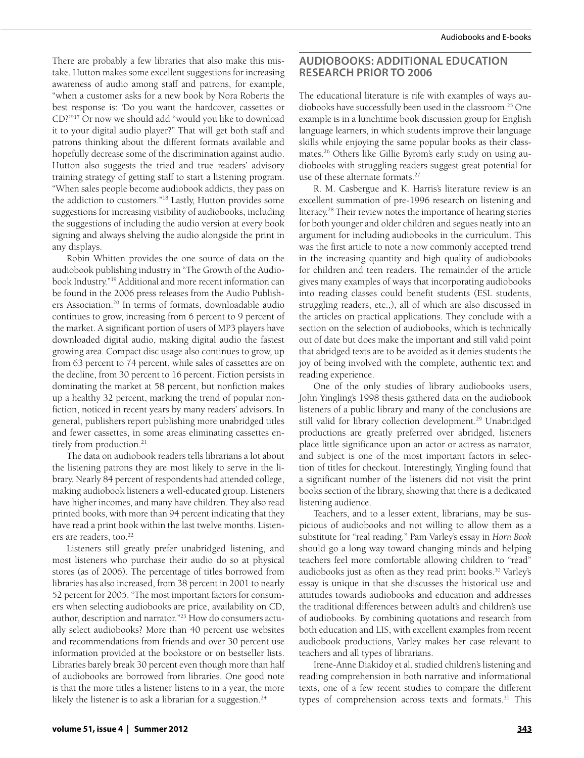There are probably a few libraries that also make this mistake. Hutton makes some excellent suggestions for increasing awareness of audio among staff and patrons, for example, "when a customer asks for a new book by Nora Roberts the best response is: 'Do you want the hardcover, cassettes or CD?'"[17] Or now we should add "would you like to download it to your digital audio player?" That will get both staff and patrons thinking about the different formats available and hopefully decrease some of the discrimination against audio. Hutton also suggests the tried and true readers' advisory training strategy of getting staff to start a listening program. "When sales people become audiobook addicts, they pass on the addiction to customers."[18] Lastly, Hutton provides some suggestions for increasing visibility of audiobooks, including the suggestions of including the audio version at every book signing and always shelving the audio alongside the print in any displays.

Robin Whitten provides the one source of data on the audiobook publishing industry in "The Growth of the Audiobook Industry."[19] Additional and more recent information can be found in the 2006 press releases from the Audio Publishers Association.[20] In terms of formats, downloadable audio continues to grow, increasing from 6 percent to 9 percent of the market. A significant portion of users of MP3 players have downloaded digital audio, making digital audio the fastest growing area. Compact disc usage also continues to grow, up from 63 percent to 74 percent, while sales of cassettes are on the decline, from 30 percent to 16 percent. Fiction persists in dominating the market at 58 percent, but nonfiction makes up a healthy 32 percent, marking the trend of popular nonfiction, noticed in recent years by many readers' advisors. In general, publishers report publishing more unabridged titles and fewer cassettes, in some areas eliminating cassettes entirely from production.[21]

The data on audiobook readers tells librarians a lot about the listening patrons they are most likely to serve in the library. Nearly 84 percent of respondents had attended college, making audiobook listeners a well-educated group. Listeners have higher incomes, and many have children. They also read printed books, with more than 94 percent indicating that they have read a print book within the last twelve months. Listeners are readers, too.[22]

Listeners still greatly prefer unabridged listening, and most listeners who purchase their audio do so at physical stores (as of 2006). The percentage of titles borrowed from libraries has also increased, from 38 percent in 2001 to nearly 52 percent for 2005. "The most important factors for consumers when selecting audiobooks are price, availability on CD, author, description and narrator."[23] How do consumers actually select audiobooks? More than 40 percent use websites and recommendations from friends and over 30 percent use information provided at the bookstore or on bestseller lists. Libraries barely break 30 percent even though more than half of audiobooks are borrowed from libraries. One good note is that the more titles a listener listens to in a year, the more likely the listener is to ask a librarian for a suggestion.[24]

## AUDIOBOOKS: ADDITIONAL EDUCATION RESEARCH PRIOR TO 2006

The educational literature is rife with examples of ways audiobooks have successfully been used in the classroom.[25] One example is in a lunchtime book discussion group for English language learners, in which students improve their language skills while enjoying the same popular books as their classmates.[26] Others like Gillie Byrom's early study on using audiobooks with struggling readers suggest great potential for use of these alternate formats.[27]

R. M. Casbergue and K. Harris's literature review is an excellent summation of pre-1996 research on listening and literacy.[28] Their review notes the importance of hearing stories for both younger and older children and segues neatly into an argument for including audiobooks in the curriculum. This was the first article to note a now commonly accepted trend in the increasing quantity and high quality of audiobooks for children and teen readers. The remainder of the article gives many examples of ways that incorporating audiobooks into reading classes could benefit students (ESL students, struggling readers, etc.,), all of which are also discussed in the articles on practical applications. They conclude with a section on the selection of audiobooks, which is technically out of date but does make the important and still valid point that abridged texts are to be avoided as it denies students the joy of being involved with the complete, authentic text and reading experience.

One of the only studies of library audiobooks users, John Yingling's 1998 thesis gathered data on the audiobook listeners of a public library and many of the conclusions are still valid for library collection development.[29] Unabridged productions are greatly preferred over abridged, listeners place little significance upon an actor or actress as narrator, and subject is one of the most important factors in selection of titles for checkout. Interestingly, Yingling found that a significant number of the listeners did not visit the print books section of the library, showing that there is a dedicated listening audience.

Teachers, and to a lesser extent, librarians, may be suspicious of audiobooks and not willing to allow them as a substitute for "real reading." Pam Varley's essay in *Horn Book* should go a long way toward changing minds and helping teachers feel more comfortable allowing children to "read" audiobooks just as often as they read print books.[30] Varley's essay is unique in that she discusses the historical use and attitudes towards audiobooks and education and addresses the traditional differences between adult's and children's use of audiobooks. By combining quotations and research from both education and LIS, with excellent examples from recent audiobook productions, Varley makes her case relevant to teachers and all types of librarians.

Irene-Anne Diakidoy et al. studied children's listening and reading comprehension in both narrative and informational texts, one of a few recent studies to compare the different types of comprehension across texts and formats.[31] This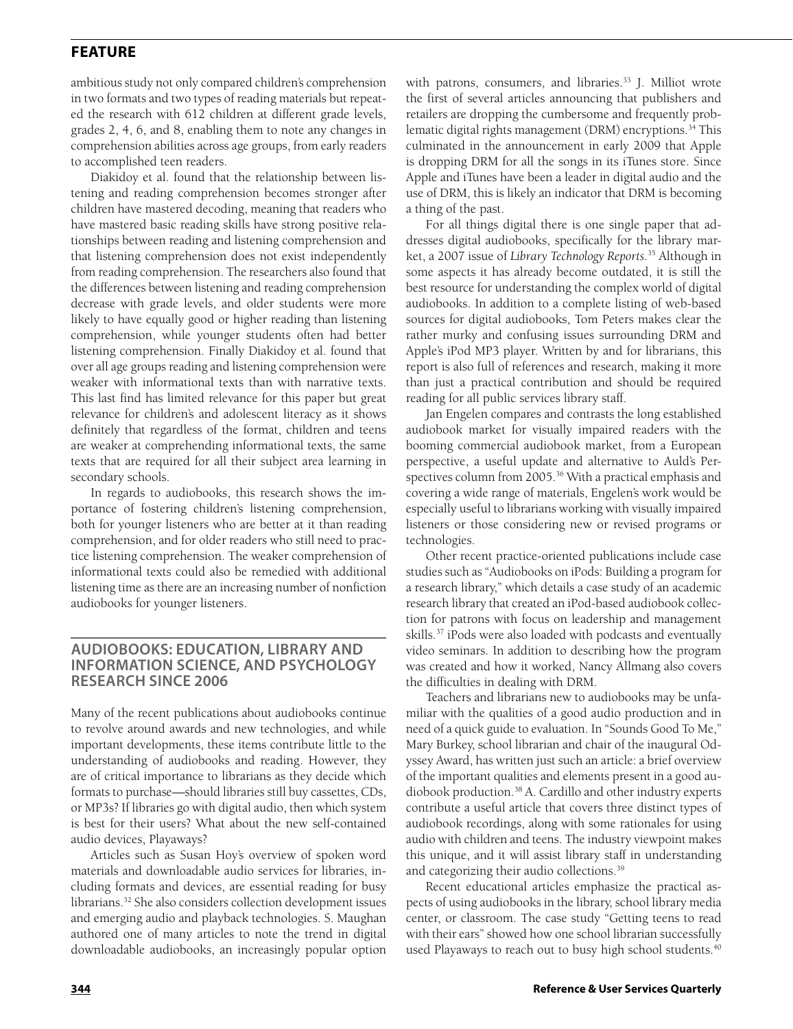ambitious study not only compared children's comprehension in two formats and two types of reading materials but repeated the research with 612 children at different grade levels, grades 2, 4, 6, and 8, enabling them to note any changes in comprehension abilities across age groups, from early readers to accomplished teen readers.

Diakidoy et al. found that the relationship between listening and reading comprehension becomes stronger after children have mastered decoding, meaning that readers who have mastered basic reading skills have strong positive relationships between reading and listening comprehension and that listening comprehension does not exist independently from reading comprehension. The researchers also found that the differences between listening and reading comprehension decrease with grade levels, and older students were more likely to have equally good or higher reading than listening comprehension, while younger students often had better listening comprehension. Finally Diakidoy et al. found that over all age groups reading and listening comprehension were weaker with informational texts than with narrative texts. This last find has limited relevance for this paper but great relevance for children's and adolescent literacy as it shows definitely that regardless of the format, children and teens are weaker at comprehending informational texts, the same texts that are required for all their subject area learning in secondary schools.

In regards to audiobooks, this research shows the importance of fostering children's listening comprehension, both for younger listeners who are better at it than reading comprehension, and for older readers who still need to practice listening comprehension. The weaker comprehension of informational texts could also be remedied with additional listening time as there are an increasing number of nonfiction audiobooks for younger listeners.

## AUDIOBOOKS: EDUCATION, LIBRARY AND INFORMATION SCIENCE, AND PSYCHOLOGY RESEARCH SINCE 2006

Many of the recent publications about audiobooks continue to revolve around awards and new technologies, and while important developments, these items contribute little to the understanding of audiobooks and reading. However, they are of critical importance to librarians as they decide which formats to purchase—should libraries still buy cassettes, CDs, or MP3s? If libraries go with digital audio, then which system is best for their users? What about the new self-contained audio devices, Playaways?

Articles such as Susan Hoy's overview of spoken word materials and downloadable audio services for libraries, including formats and devices, are essential reading for busy librarians.[32] She also considers collection development issues and emerging audio and playback technologies. S. Maughan authored one of many articles to note the trend in digital downloadable audiobooks, an increasingly popular option with patrons, consumers, and libraries.[33] J. Milliot wrote the first of several articles announcing that publishers and retailers are dropping the cumbersome and frequently problematic digital rights management (DRM) encryptions.[34] This culminated in the announcement in early 2009 that Apple is dropping DRM for all the songs in its iTunes store. Since Apple and iTunes have been a leader in digital audio and the use of DRM, this is likely an indicator that DRM is becoming a thing of the past.

For all things digital there is one single paper that addresses digital audiobooks, specifically for the library market, a 2007 issue of *Library Technology Reports*.[35] Although in some aspects it has already become outdated, it is still the best resource for understanding the complex world of digital audiobooks. In addition to a complete listing of web-based sources for digital audiobooks, Tom Peters makes clear the rather murky and confusing issues surrounding DRM and Apple's iPod MP3 player. Written by and for librarians, this report is also full of references and research, making it more than just a practical contribution and should be required reading for all public services library staff.

Jan Engelen compares and contrasts the long established audiobook market for visually impaired readers with the booming commercial audiobook market, from a European perspective, a useful update and alternative to Auld's Perspectives column from 2005.[36] With a practical emphasis and covering a wide range of materials, Engelen's work would be especially useful to librarians working with visually impaired listeners or those considering new or revised programs or technologies.

Other recent practice-oriented publications include case studies such as "Audiobooks on iPods: Building a program for a research library," which details a case study of an academic research library that created an iPod-based audiobook collection for patrons with focus on leadership and management skills.[37] iPods were also loaded with podcasts and eventually video seminars. In addition to describing how the program was created and how it worked, Nancy Allmang also covers the difficulties in dealing with DRM.

Teachers and librarians new to audiobooks may be unfamiliar with the qualities of a good audio production and in need of a quick guide to evaluation. In "Sounds Good To Me," Mary Burkey, school librarian and chair of the inaugural Odyssey Award, has written just such an article: a brief overview of the important qualities and elements present in a good audiobook production.[38] A. Cardillo and other industry experts contribute a useful article that covers three distinct types of audiobook recordings, along with some rationales for using audio with children and teens. The industry viewpoint makes this unique, and it will assist library staff in understanding and categorizing their audio collections.[39]

Recent educational articles emphasize the practical aspects of using audiobooks in the library, school library media center, or classroom. The case study "Getting teens to read with their ears" showed how one school librarian successfully used Playaways to reach out to busy high school students.[40]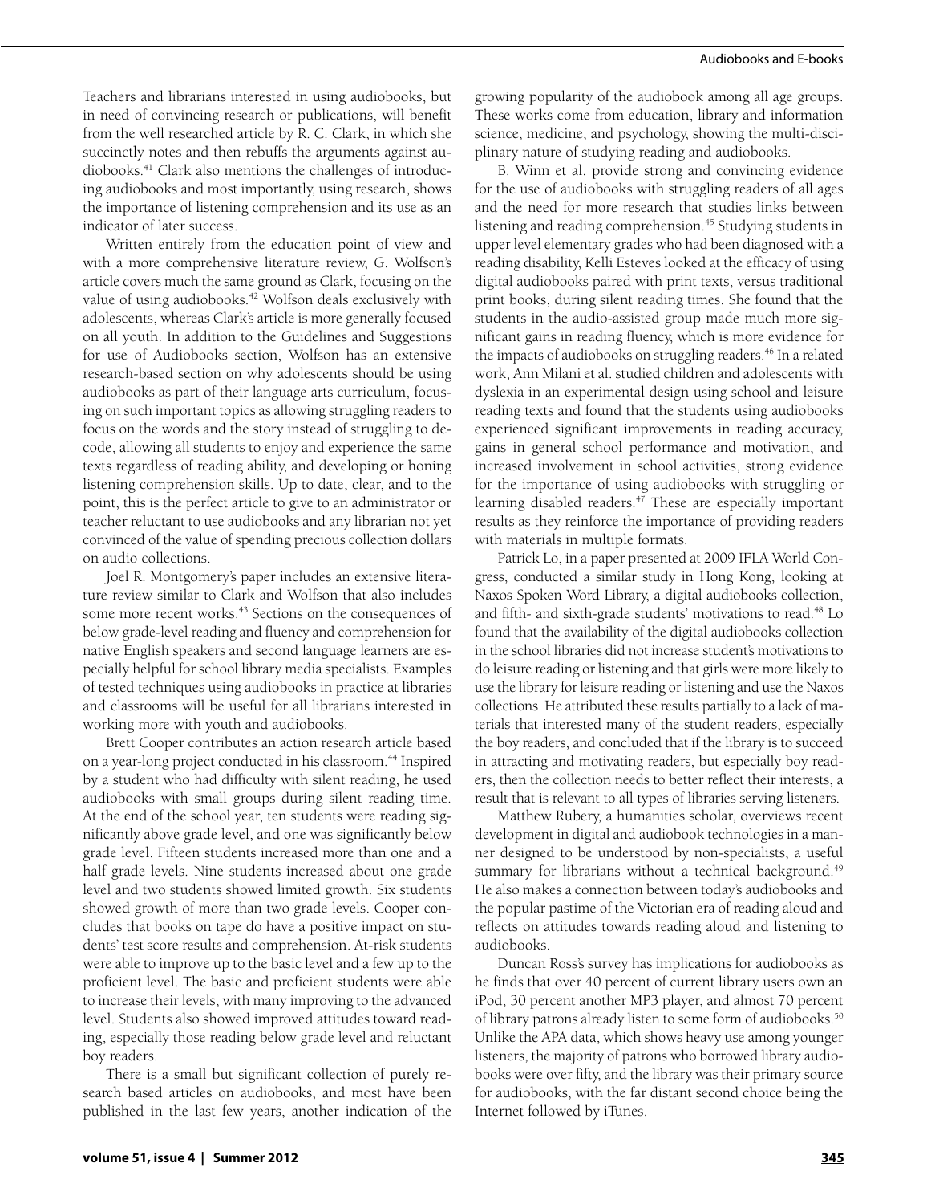Teachers and librarians interested in using audiobooks, but in need of convincing research or publications, will benefit from the well researched article by R. C. Clark, in which she succinctly notes and then rebuffs the arguments against audiobooks.[41] Clark also mentions the challenges of introducing audiobooks and most importantly, using research, shows the importance of listening comprehension and its use as an indicator of later success.

Written entirely from the education point of view and with a more comprehensive literature review, G. Wolfson's article covers much the same ground as Clark, focusing on the value of using audiobooks.[42] Wolfson deals exclusively with adolescents, whereas Clark's article is more generally focused on all youth. In addition to the Guidelines and Suggestions for use of Audiobooks section, Wolfson has an extensive research-based section on why adolescents should be using audiobooks as part of their language arts curriculum, focusing on such important topics as allowing struggling readers to focus on the words and the story instead of struggling to decode, allowing all students to enjoy and experience the same texts regardless of reading ability, and developing or honing listening comprehension skills. Up to date, clear, and to the point, this is the perfect article to give to an administrator or teacher reluctant to use audiobooks and any librarian not yet convinced of the value of spending precious collection dollars on audio collections.

Joel R. Montgomery's paper includes an extensive literature review similar to Clark and Wolfson that also includes some more recent works.[43] Sections on the consequences of below grade-level reading and fluency and comprehension for native English speakers and second language learners are especially helpful for school library media specialists. Examples of tested techniques using audiobooks in practice at libraries and classrooms will be useful for all librarians interested in working more with youth and audiobooks.

Brett Cooper contributes an action research article based on a year-long project conducted in his classroom.[44] Inspired by a student who had difficulty with silent reading, he used audiobooks with small groups during silent reading time. At the end of the school year, ten students were reading significantly above grade level, and one was significantly below grade level. Fifteen students increased more than one and a half grade levels. Nine students increased about one grade level and two students showed limited growth. Six students showed growth of more than two grade levels. Cooper concludes that books on tape do have a positive impact on students' test score results and comprehension. At-risk students were able to improve up to the basic level and a few up to the proficient level. The basic and proficient students were able to increase their levels, with many improving to the advanced level. Students also showed improved attitudes toward reading, especially those reading below grade level and reluctant boy readers.

There is a small but significant collection of purely research based articles on audiobooks, and most have been published in the last few years, another indication of the growing popularity of the audiobook among all age groups. These works come from education, library and information science, medicine, and psychology, showing the multi-disciplinary nature of studying reading and audiobooks.

B. Winn et al. provide strong and convincing evidence for the use of audiobooks with struggling readers of all ages and the need for more research that studies links between listening and reading comprehension.[45] Studying students in upper level elementary grades who had been diagnosed with a reading disability, Kelli Esteves looked at the efficacy of using digital audiobooks paired with print texts, versus traditional print books, during silent reading times. She found that the students in the audio-assisted group made much more significant gains in reading fluency, which is more evidence for the impacts of audiobooks on struggling readers.[46] In a related work, Ann Milani et al. studied children and adolescents with dyslexia in an experimental design using school and leisure reading texts and found that the students using audiobooks experienced significant improvements in reading accuracy, gains in general school performance and motivation, and increased involvement in school activities, strong evidence for the importance of using audiobooks with struggling or learning disabled readers.[47] These are especially important results as they reinforce the importance of providing readers with materials in multiple formats.

Patrick Lo, in a paper presented at 2009 IFLA World Congress, conducted a similar study in Hong Kong, looking at Naxos Spoken Word Library, a digital audiobooks collection, and fifth- and sixth-grade students' motivations to read.[48] Lo found that the availability of the digital audiobooks collection in the school libraries did not increase student's motivations to do leisure reading or listening and that girls were more likely to use the library for leisure reading or listening and use the Naxos collections. He attributed these results partially to a lack of materials that interested many of the student readers, especially the boy readers, and concluded that if the library is to succeed in attracting and motivating readers, but especially boy readers, then the collection needs to better reflect their interests, a result that is relevant to all types of libraries serving listeners.

Matthew Rubery, a humanities scholar, overviews recent development in digital and audiobook technologies in a manner designed to be understood by non-specialists, a useful summary for librarians without a technical background.[49] He also makes a connection between today's audiobooks and the popular pastime of the Victorian era of reading aloud and reflects on attitudes towards reading aloud and listening to audiobooks.

Duncan Ross's survey has implications for audiobooks as he finds that over 40 percent of current library users own an iPod, 30 percent another MP3 player, and almost 70 percent of library patrons already listen to some form of audiobooks.[50] Unlike the APA data, which shows heavy use among younger listeners, the majority of patrons who borrowed library audiobooks were over fifty, and the library was their primary source for audiobooks, with the far distant second choice being the Internet followed by iTunes.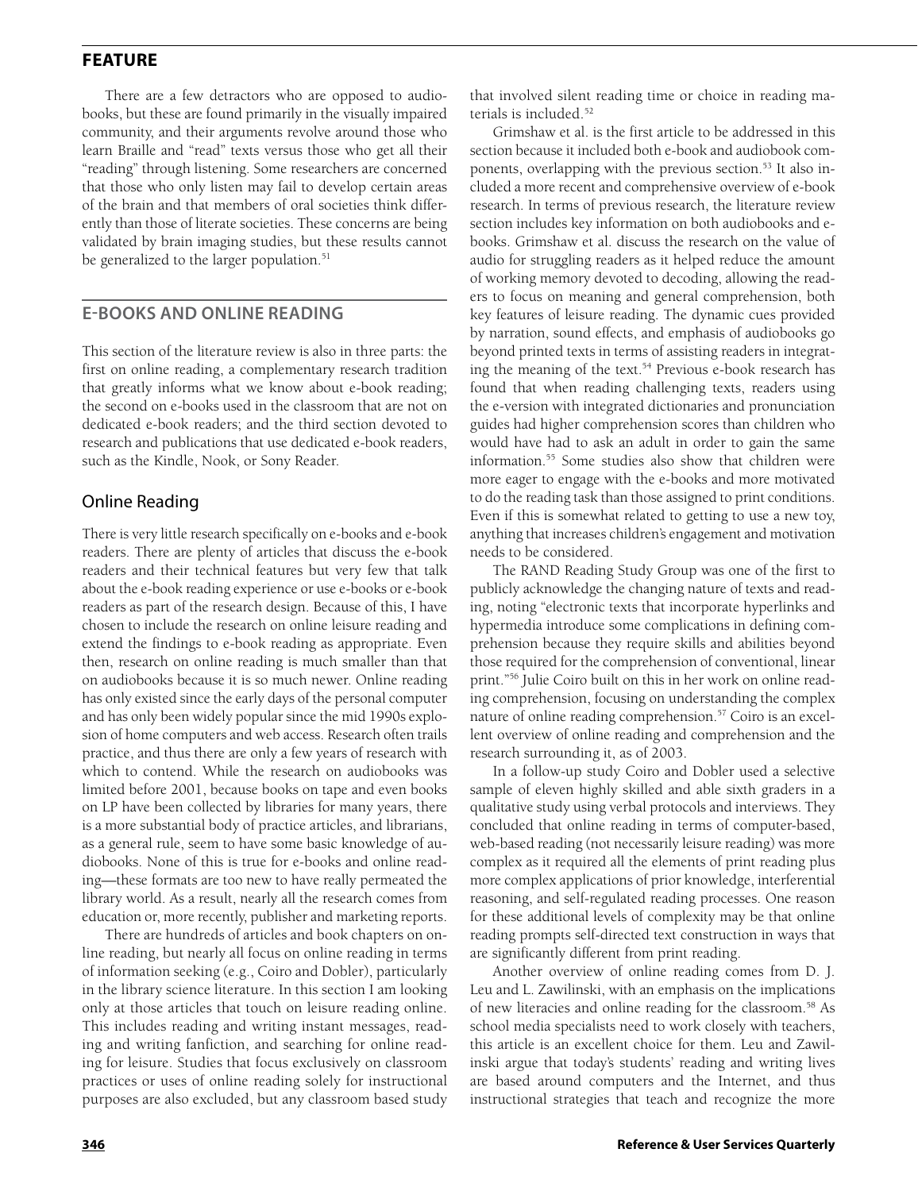There are a few detractors who are opposed to audiobooks, but these are found primarily in the visually impaired community, and their arguments revolve around those who learn Braille and "read" texts versus those who get all their "reading" through listening. Some researchers are concerned that those who only listen may fail to develop certain areas of the brain and that members of oral societies think differently than those of literate societies. These concerns are being validated by brain imaging studies, but these results cannot be generalized to the larger population.[51]

## E-BOOKS AND ONLINE READING

This section of the literature review is also in three parts: the first on online reading, a complementary research tradition that greatly informs what we know about e-book reading; the second on e-books used in the classroom that are not on dedicated e-book readers; and the third section devoted to research and publications that use dedicated e-book readers, such as the Kindle, Nook, or Sony Reader.

### Online Reading

There is very little research specifically on e-books and e-book readers. There are plenty of articles that discuss the e-book readers and their technical features but very few that talk about the e-book reading experience or use e-books or e-book readers as part of the research design. Because of this, I have chosen to include the research on online leisure reading and extend the findings to e-book reading as appropriate. Even then, research on online reading is much smaller than that on audiobooks because it is so much newer. Online reading has only existed since the early days of the personal computer and has only been widely popular since the mid 1990s explosion of home computers and web access. Research often trails practice, and thus there are only a few years of research with which to contend. While the research on audiobooks was limited before 2001, because books on tape and even books on LP have been collected by libraries for many years, there is a more substantial body of practice articles, and librarians, as a general rule, seem to have some basic knowledge of audiobooks. None of this is true for e-books and online reading—these formats are too new to have really permeated the library world. As a result, nearly all the research comes from education or, more recently, publisher and marketing reports.

There are hundreds of articles and book chapters on online reading, but nearly all focus on online reading in terms of information seeking (e.g., Coiro and Dobler), particularly in the library science literature. In this section I am looking only at those articles that touch on leisure reading online. This includes reading and writing instant messages, reading and writing fanfiction, and searching for online reading for leisure. Studies that focus exclusively on classroom practices or uses of online reading solely for instructional purposes are also excluded, but any classroom based study that involved silent reading time or choice in reading materials is included.[52]

Grimshaw et al. is the first article to be addressed in this section because it included both e-book and audiobook components, overlapping with the previous section.[53] It also included a more recent and comprehensive overview of e-book research. In terms of previous research, the literature review section includes key information on both audiobooks and e-books. Grimshaw et al. discuss the research on the value of audio for struggling readers as it helped reduce the amount of working memory devoted to decoding, allowing the readers to focus on meaning and general comprehension, both key features of leisure reading. The dynamic cues provided by narration, sound effects, and emphasis of audiobooks go beyond printed texts in terms of assisting readers in integrating the meaning of the text.[54] Previous e-book research has found that when reading challenging texts, readers using the e-version with integrated dictionaries and pronunciation guides had higher comprehension scores than children who would have had to ask an adult in order to gain the same information.[55] Some studies also show that children were more eager to engage with the e-books and more motivated to do the reading task than those assigned to print conditions. Even if this is somewhat related to getting to use a new toy, anything that increases children's engagement and motivation needs to be considered.

The RAND Reading Study Group was one of the first to publicly acknowledge the changing nature of texts and reading, noting "electronic texts that incorporate hyperlinks and hypermedia introduce some complications in defining comprehension because they require skills and abilities beyond those required for the comprehension of conventional, linear print."[56] Julie Coiro built on this in her work on online reading comprehension, focusing on understanding the complex nature of online reading comprehension.[57] Coiro is an excellent overview of online reading and comprehension and the research surrounding it, as of 2003.

In a follow-up study Coiro and Dobler used a selective sample of eleven highly skilled and able sixth graders in a qualitative study using verbal protocols and interviews. They concluded that online reading in terms of computer-based, web-based reading (not necessarily leisure reading) was more complex as it required all the elements of print reading plus more complex applications of prior knowledge, interferential reasoning, and self-regulated reading processes. One reason for these additional levels of complexity may be that online reading prompts self-directed text construction in ways that are significantly different from print reading.

Another overview of online reading comes from D. J. Leu and L. Zawilinski, with an emphasis on the implications of new literacies and online reading for the classroom.[58] As school media specialists need to work closely with teachers, this article is an excellent choice for them. Leu and Zawilinski argue that today's students' reading and writing lives are based around computers and the Internet, and thus instructional strategies that teach and recognize the more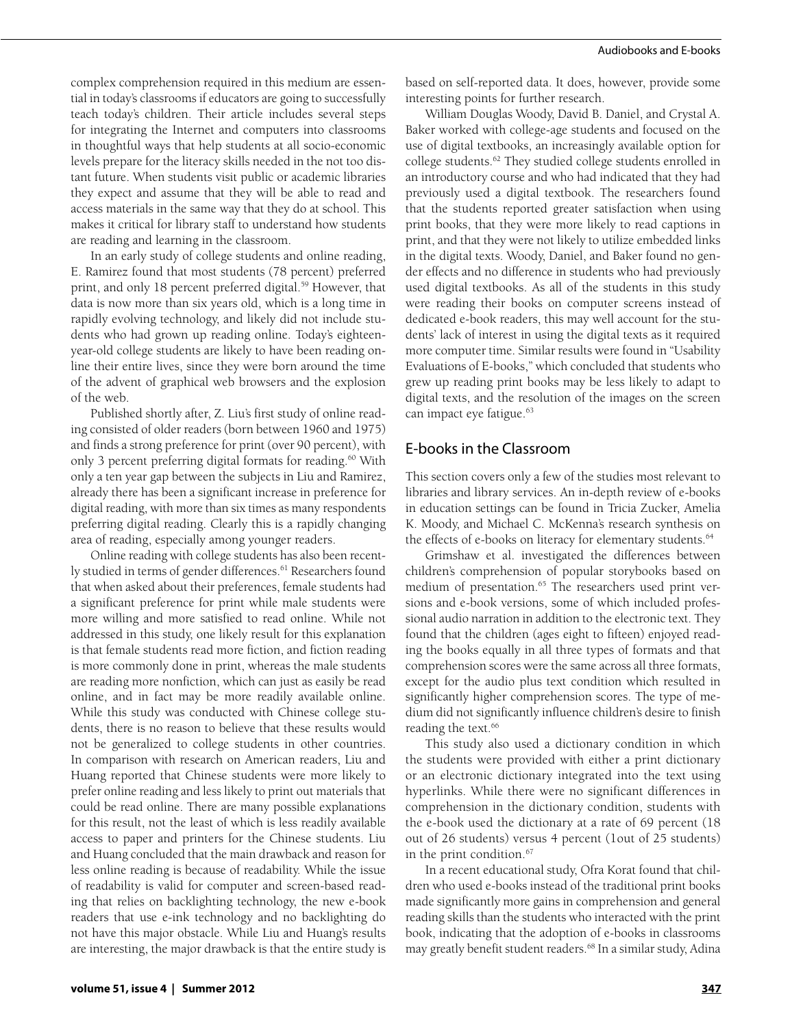complex comprehension required in this medium are essential in today's classrooms if educators are going to successfully teach today's children. Their article includes several steps for integrating the Internet and computers into classrooms in thoughtful ways that help students at all socio-economic levels prepare for the literacy skills needed in the not too distant future. When students visit public or academic libraries they expect and assume that they will be able to read and access materials in the same way that they do at school. This makes it critical for library staff to understand how students are reading and learning in the classroom.

In an early study of college students and online reading, E. Ramirez found that most students (78 percent) preferred print, and only 18 percent preferred digital.[59] However, that data is now more than six years old, which is a long time in rapidly evolving technology, and likely did not include students who had grown up reading online. Today's eighteen-year-old college students are likely to have been reading online their entire lives, since they were born around the time of the advent of graphical web browsers and the explosion of the web.

Published shortly after, Z. Liu's first study of online reading consisted of older readers (born between 1960 and 1975) and finds a strong preference for print (over 90 percent), with only 3 percent preferring digital formats for reading.[60] With only a ten year gap between the subjects in Liu and Ramirez, already there has been a significant increase in preference for digital reading, with more than six times as many respondents preferring digital reading. Clearly this is a rapidly changing area of reading, especially among younger readers.

Online reading with college students has also been recently studied in terms of gender differences.[61] Researchers found that when asked about their preferences, female students had a significant preference for print while male students were more willing and more satisfied to read online. While not addressed in this study, one likely result for this explanation is that female students read more fiction, and fiction reading is more commonly done in print, whereas the male students are reading more nonfiction, which can just as easily be read online, and in fact may be more readily available online. While this study was conducted with Chinese college students, there is no reason to believe that these results would not be generalized to college students in other countries. In comparison with research on American readers, Liu and Huang reported that Chinese students were more likely to prefer online reading and less likely to print out materials that could be read online. There are many possible explanations for this result, not the least of which is less readily available access to paper and printers for the Chinese students. Liu and Huang concluded that the main drawback and reason for less online reading is because of readability. While the issue of readability is valid for computer and screen-based reading that relies on backlighting technology, the new e-book readers that use e-ink technology and no backlighting do not have this major obstacle. While Liu and Huang's results are interesting, the major drawback is that the entire study is based on self-reported data. It does, however, provide some interesting points for further research.

William Douglas Woody, David B. Daniel, and Crystal A. Baker worked with college-age students and focused on the use of digital textbooks, an increasingly available option for college students.[62] They studied college students enrolled in an introductory course and who had indicated that they had previously used a digital textbook. The researchers found that the students reported greater satisfaction when using print books, that they were more likely to read captions in print, and that they were not likely to utilize embedded links in the digital texts. Woody, Daniel, and Baker found no gender effects and no difference in students who had previously used digital textbooks. As all of the students in this study were reading their books on computer screens instead of dedicated e-book readers, this may well account for the students' lack of interest in using the digital texts as it required more computer time. Similar results were found in "Usability Evaluations of E-books," which concluded that students who grew up reading print books may be less likely to adapt to digital texts, and the resolution of the images on the screen can impact eye fatigue.[63]

## E-books in the Classroom

This section covers only a few of the studies most relevant to libraries and library services. An in-depth review of e-books in education settings can be found in Tricia Zucker, Amelia K. Moody, and Michael C. McKenna's research synthesis on the effects of e-books on literacy for elementary students.[64]

Grimshaw et al. investigated the differences between children's comprehension of popular storybooks based on medium of presentation.[65] The researchers used print versions and e-book versions, some of which included professional audio narration in addition to the electronic text. They found that the children (ages eight to fifteen) enjoyed reading the books equally in all three types of formats and that comprehension scores were the same across all three formats, except for the audio plus text condition which resulted in significantly higher comprehension scores. The type of medium did not significantly influence children's desire to finish reading the text.[66]

This study also used a dictionary condition in which the students were provided with either a print dictionary or an electronic dictionary integrated into the text using hyperlinks. While there were no significant differences in comprehension in the dictionary condition, students with the e-book used the dictionary at a rate of 69 percent (18 out of 26 students) versus 4 percent (1out of 25 students) in the print condition.[67]

In a recent educational study, Ofra Korat found that children who used e-books instead of the traditional print books made significantly more gains in comprehension and general reading skills than the students who interacted with the print book, indicating that the adoption of e-books in classrooms may greatly benefit student readers.[68] In a similar study, Adina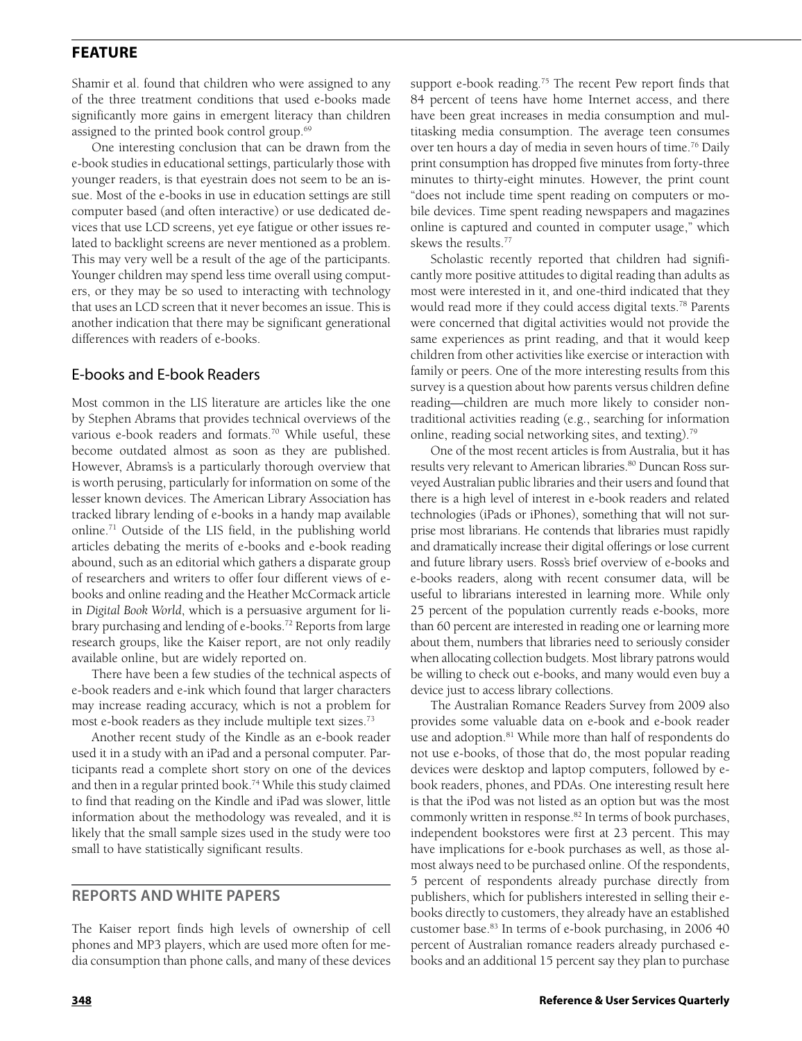Shamir et al. found that children who were assigned to any of the three treatment conditions that used e-books made significantly more gains in emergent literacy than children assigned to the printed book control group.[69]

One interesting conclusion that can be drawn from the e-book studies in educational settings, particularly those with younger readers, is that eyestrain does not seem to be an issue. Most of the e-books in use in education settings are still computer based (and often interactive) or use dedicated devices that use LCD screens, yet eye fatigue or other issues related to backlight screens are never mentioned as a problem. This may very well be a result of the age of the participants. Younger children may spend less time overall using computers, or they may be so used to interacting with technology that uses an LCD screen that it never becomes an issue. This is another indication that there may be significant generational differences with readers of e-books.

## E-books and E-book Readers

Most common in the LIS literature are articles like the one by Stephen Abrams that provides technical overviews of the various e-book readers and formats.[70] While useful, these become outdated almost as soon as they are published. However, Abrams's is a particularly thorough overview that is worth perusing, particularly for information on some of the lesser known devices. The American Library Association has tracked library lending of e-books in a handy map available online.[71] Outside of the LIS field, in the publishing world articles debating the merits of e-books and e-book reading abound, such as an editorial which gathers a disparate group of researchers and writers to offer four different views of e-books and online reading and the Heather McCormack article in *Digital Book World*, which is a persuasive argument for library purchasing and lending of e-books.[72] Reports from large research groups, like the Kaiser report, are not only readily available online, but are widely reported on.

There have been a few studies of the technical aspects of e-book readers and e-ink which found that larger characters may increase reading accuracy, which is not a problem for most e-book readers as they include multiple text sizes.[73]

Another recent study of the Kindle as an e-book reader used it in a study with an iPad and a personal computer. Participants read a complete short story on one of the devices and then in a regular printed book.[74] While this study claimed to find that reading on the Kindle and iPad was slower, little information about the methodology was revealed, and it is likely that the small sample sizes used in the study were too small to have statistically significant results.

## REPORTS AND WHITE PAPERS

The Kaiser report finds high levels of ownership of cell phones and MP3 players, which are used more often for media consumption than phone calls, and many of these devices support e-book reading.[75] The recent Pew report finds that 84 percent of teens have home Internet access, and there have been great increases in media consumption and multitasking media consumption. The average teen consumes over ten hours a day of media in seven hours of time.[76] Daily print consumption has dropped five minutes from forty-three minutes to thirty-eight minutes. However, the print count "does not include time spent reading on computers or mobile devices. Time spent reading newspapers and magazines online is captured and counted in computer usage," which skews the results.[77]

Scholastic recently reported that children had significantly more positive attitudes to digital reading than adults as most were interested in it, and one-third indicated that they would read more if they could access digital texts.[78] Parents were concerned that digital activities would not provide the same experiences as print reading, and that it would keep children from other activities like exercise or interaction with family or peers. One of the more interesting results from this survey is a question about how parents versus children define reading—children are much more likely to consider nontraditional activities reading (e.g., searching for information online, reading social networking sites, and texting).[79]

One of the most recent articles is from Australia, but it has results very relevant to American libraries.[80] Duncan Ross surveyed Australian public libraries and their users and found that there is a high level of interest in e-book readers and related technologies (iPads or iPhones), something that will not surprise most librarians. He contends that libraries must rapidly and dramatically increase their digital offerings or lose current and future library users. Ross's brief overview of e-books and e-books readers, along with recent consumer data, will be useful to librarians interested in learning more. While only 25 percent of the population currently reads e-books, more than 60 percent are interested in reading one or learning more about them, numbers that libraries need to seriously consider when allocating collection budgets. Most library patrons would be willing to check out e-books, and many would even buy a device just to access library collections.

The Australian Romance Readers Survey from 2009 also provides some valuable data on e-book and e-book reader use and adoption.[81] While more than half of respondents do not use e-books, of those that do, the most popular reading devices were desktop and laptop computers, followed by e-book readers, phones, and PDAs. One interesting result here is that the iPod was not listed as an option but was the most commonly written in response.[82] In terms of book purchases, independent bookstores were first at 23 percent. This may have implications for e-book purchases as well, as those almost always need to be purchased online. Of the respondents, 5 percent of respondents already purchase directly from publishers, which for publishers interested in selling their e-books directly to customers, they already have an established customer base.[83] In terms of e-book purchasing, in 2006 40 percent of Australian romance readers already purchased e-books and an additional 15 percent say they plan to purchase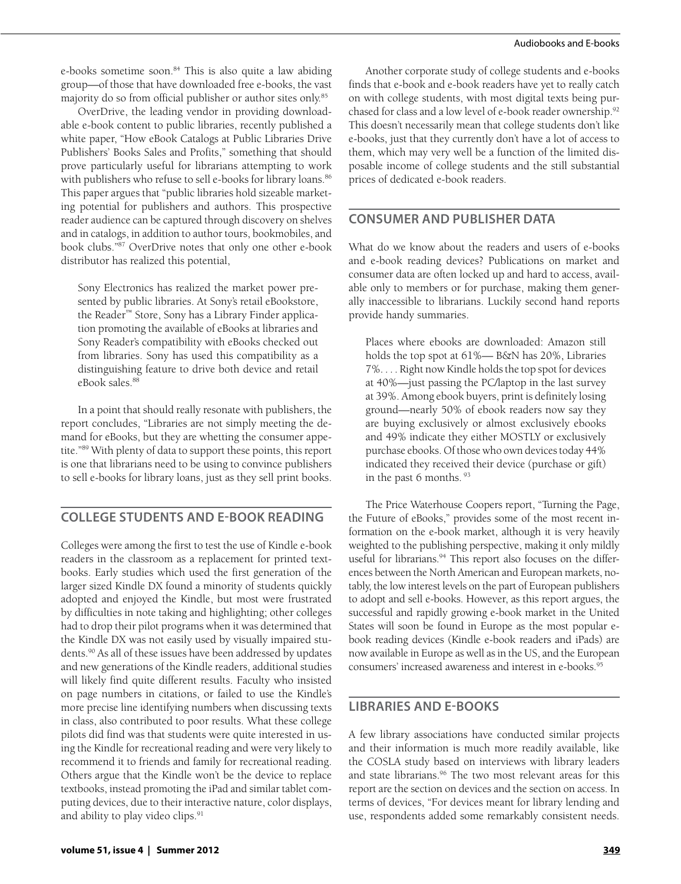e-books sometime soon.[84] This is also quite a law abiding group—of those that have downloaded free e-books, the vast majority do so from official publisher or author sites only.[85]

OverDrive, the leading vendor in providing downloadable e-book content to public libraries, recently published a white paper, "How eBook Catalogs at Public Libraries Drive Publishers' Books Sales and Profits," something that should prove particularly useful for librarians attempting to work with publishers who refuse to sell e-books for library loans.[86] This paper argues that "public libraries hold sizeable marketing potential for publishers and authors. This prospective reader audience can be captured through discovery on shelves and in catalogs, in addition to author tours, bookmobiles, and book clubs."[87] OverDrive notes that only one other e-book distributor has realized this potential,

> Sony Electronics has realized the market power presented by public libraries. At Sony's retail eBookstore, the Reader™ Store, Sony has a Library Finder application promoting the available of eBooks at libraries and Sony Reader's compatibility with eBooks checked out from libraries. Sony has used this compatibility as a distinguishing feature to drive both device and retail eBook sales.[88]

In a point that should really resonate with publishers, the report concludes, "Libraries are not simply meeting the demand for eBooks, but they are whetting the consumer appetite."[89] With plenty of data to support these points, this report is one that librarians need to be using to convince publishers to sell e-books for library loans, just as they sell print books.

## COLLEGE STUDENTS AND E-BOOK READING

Colleges were among the first to test the use of Kindle e-book readers in the classroom as a replacement for printed textbooks. Early studies which used the first generation of the larger sized Kindle DX found a minority of students quickly adopted and enjoyed the Kindle, but most were frustrated by difficulties in note taking and highlighting; other colleges had to drop their pilot programs when it was determined that the Kindle DX was not easily used by visually impaired students.[90] As all of these issues have been addressed by updates and new generations of the Kindle readers, additional studies will likely find quite different results. Faculty who insisted on page numbers in citations, or failed to use the Kindle's more precise line identifying numbers when discussing texts in class, also contributed to poor results. What these college pilots did find was that students were quite interested in using the Kindle for recreational reading and were very likely to recommend it to friends and family for recreational reading. Others argue that the Kindle won't be the device to replace textbooks, instead promoting the iPad and similar tablet computing devices, due to their interactive nature, color displays, and ability to play video clips.[91]

Another corporate study of college students and e-books finds that e-book and e-book readers have yet to really catch on with college students, with most digital texts being purchased for class and a low level of e-book reader ownership.[92] This doesn't necessarily mean that college students don't like e-books, just that they currently don't have a lot of access to them, which may very well be a function of the limited disposable income of college students and the still substantial prices of dedicated e-book readers.

## CONSUMER AND PUBLISHER DATA

What do we know about the readers and users of e-books and e-book reading devices? Publications on market and consumer data are often locked up and hard to access, available only to members or for purchase, making them generally inaccessible to librarians. Luckily second hand reports provide handy summaries.

> Places where ebooks are downloaded: Amazon still holds the top spot at 61%— B&N has 20%, Libraries 7%. . . . Right now Kindle holds the top spot for devices at 40%—just passing the PC/laptop in the last survey at 39%. Among ebook buyers, print is definitely losing ground—nearly 50% of ebook readers now say they are buying exclusively or almost exclusively ebooks and 49% indicate they either MOSTLY or exclusively purchase ebooks. Of those who own devices today 44% indicated they received their device (purchase or gift) in the past 6 months. [93]

The Price Waterhouse Coopers report, "Turning the Page, the Future of eBooks," provides some of the most recent information on the e-book market, although it is very heavily weighted to the publishing perspective, making it only mildly useful for librarians.[94] This report also focuses on the differences between the North American and European markets, notably, the low interest levels on the part of European publishers to adopt and sell e-books. However, as this report argues, the successful and rapidly growing e-book market in the United States will soon be found in Europe as the most popular e-book reading devices (Kindle e-book readers and iPads) are now available in Europe as well as in the US, and the European consumers' increased awareness and interest in e-books.[95]

## LIBRARIES AND E-BOOKS

A few library associations have conducted similar projects and their information is much more readily available, like the COSLA study based on interviews with library leaders and state librarians.[96] The two most relevant areas for this report are the section on devices and the section on access. In terms of devices, "For devices meant for library lending and use, respondents added some remarkably consistent needs.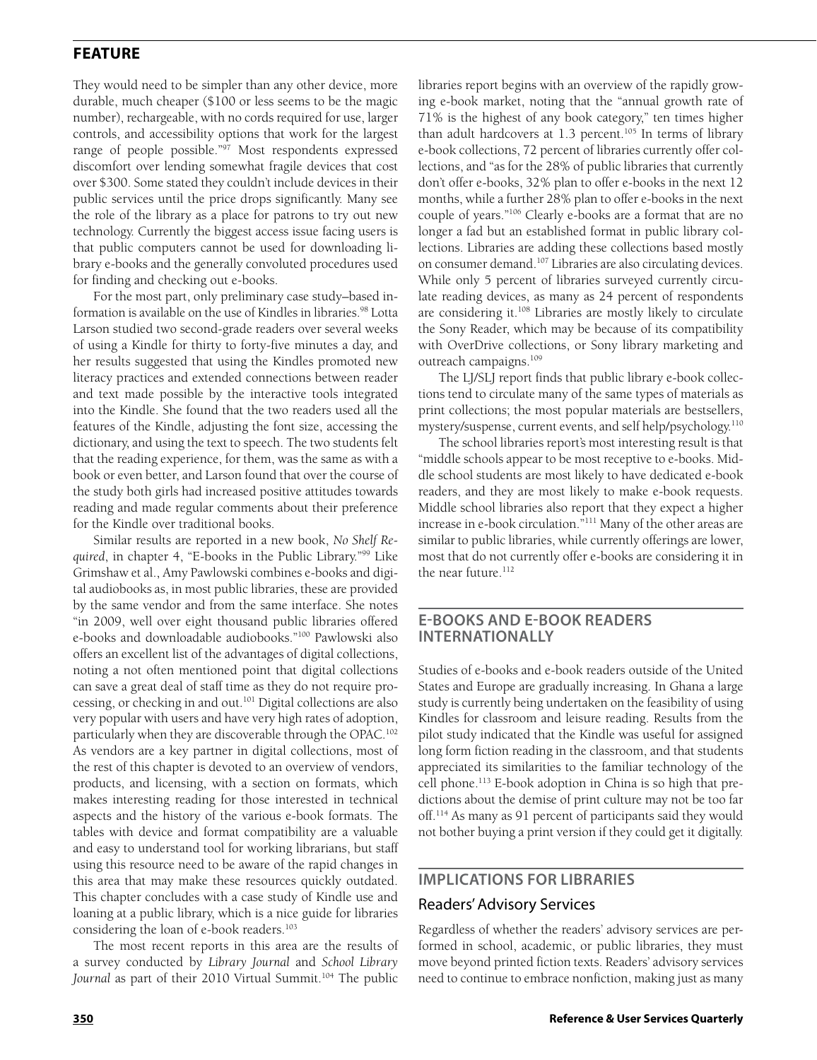They would need to be simpler than any other device, more durable, much cheaper ($100 or less seems to be the magic number), rechargeable, with no cords required for use, larger controls, and accessibility options that work for the largest range of people possible."[97] Most respondents expressed discomfort over lending somewhat fragile devices that cost over $300. Some stated they couldn't include devices in their public services until the price drops significantly. Many see the role of the library as a place for patrons to try out new technology. Currently the biggest access issue facing users is that public computers cannot be used for downloading library e-books and the generally convoluted procedures used for finding and checking out e-books.

For the most part, only preliminary case study–based information is available on the use of Kindles in libraries.[98] Lotta Larson studied two second-grade readers over several weeks of using a Kindle for thirty to forty-five minutes a day, and her results suggested that using the Kindles promoted new literacy practices and extended connections between reader and text made possible by the interactive tools integrated into the Kindle. She found that the two readers used all the features of the Kindle, adjusting the font size, accessing the dictionary, and using the text to speech. The two students felt that the reading experience, for them, was the same as with a book or even better, and Larson found that over the course of the study both girls had increased positive attitudes towards reading and made regular comments about their preference for the Kindle over traditional books.

Similar results are reported in a new book, *No Shelf Required*, in chapter 4, "E-books in the Public Library."[99] Like Grimshaw et al., Amy Pawlowski combines e-books and digital audiobooks as, in most public libraries, these are provided by the same vendor and from the same interface. She notes "in 2009, well over eight thousand public libraries offered e-books and downloadable audiobooks."[100] Pawlowski also offers an excellent list of the advantages of digital collections, noting a not often mentioned point that digital collections can save a great deal of staff time as they do not require processing, or checking in and out.[101] Digital collections are also very popular with users and have very high rates of adoption, particularly when they are discoverable through the OPAC.[102] As vendors are a key partner in digital collections, most of the rest of this chapter is devoted to an overview of vendors, products, and licensing, with a section on formats, which makes interesting reading for those interested in technical aspects and the history of the various e-book formats. The tables with device and format compatibility are a valuable and easy to understand tool for working librarians, but staff using this resource need to be aware of the rapid changes in this area that may make these resources quickly outdated. This chapter concludes with a case study of Kindle use and loaning at a public library, which is a nice guide for libraries considering the loan of e-book readers.[103]

The most recent reports in this area are the results of a survey conducted by *Library Journal* and *School Library Journal* as part of their 2010 Virtual Summit.[104] The public libraries report begins with an overview of the rapidly growing e-book market, noting that the "annual growth rate of 71% is the highest of any book category," ten times higher than adult hardcovers at 1.3 percent.[105] In terms of library e-book collections, 72 percent of libraries currently offer collections, and "as for the 28% of public libraries that currently don't offer e-books, 32% plan to offer e-books in the next 12 months, while a further 28% plan to offer e-books in the next couple of years."[106] Clearly e-books are a format that are no longer a fad but an established format in public library collections. Libraries are adding these collections based mostly on consumer demand.[107] Libraries are also circulating devices. While only 5 percent of libraries surveyed currently circulate reading devices, as many as 24 percent of respondents are considering it.[108] Libraries are mostly likely to circulate the Sony Reader, which may be because of its compatibility with OverDrive collections, or Sony library marketing and outreach campaigns.[109]

The LJ/SLJ report finds that public library e-book collections tend to circulate many of the same types of materials as print collections; the most popular materials are bestsellers, mystery/suspense, current events, and self help/psychology.[110]

The school libraries report's most interesting result is that "middle schools appear to be most receptive to e-books. Middle school students are most likely to have dedicated e-book readers, and they are most likely to make e-book requests. Middle school libraries also report that they expect a higher increase in e-book circulation."[111] Many of the other areas are similar to public libraries, while currently offerings are lower, most that do not currently offer e-books are considering it in the near future.[112]

## E-BOOKS AND E-BOOK READERS INTERNATIONALLY

Studies of e-books and e-book readers outside of the United States and Europe are gradually increasing. In Ghana a large study is currently being undertaken on the feasibility of using Kindles for classroom and leisure reading. Results from the pilot study indicated that the Kindle was useful for assigned long form fiction reading in the classroom, and that students appreciated its similarities to the familiar technology of the cell phone.[113] E-book adoption in China is so high that predictions about the demise of print culture may not be too far off.[114] As many as 91 percent of participants said they would not bother buying a print version if they could get it digitally.

## IMPLICATIONS FOR LIBRARIES

### Readers' Advisory Services

Regardless of whether the readers' advisory services are performed in school, academic, or public libraries, they must move beyond printed fiction texts. Readers' advisory services need to continue to embrace nonfiction, making just as many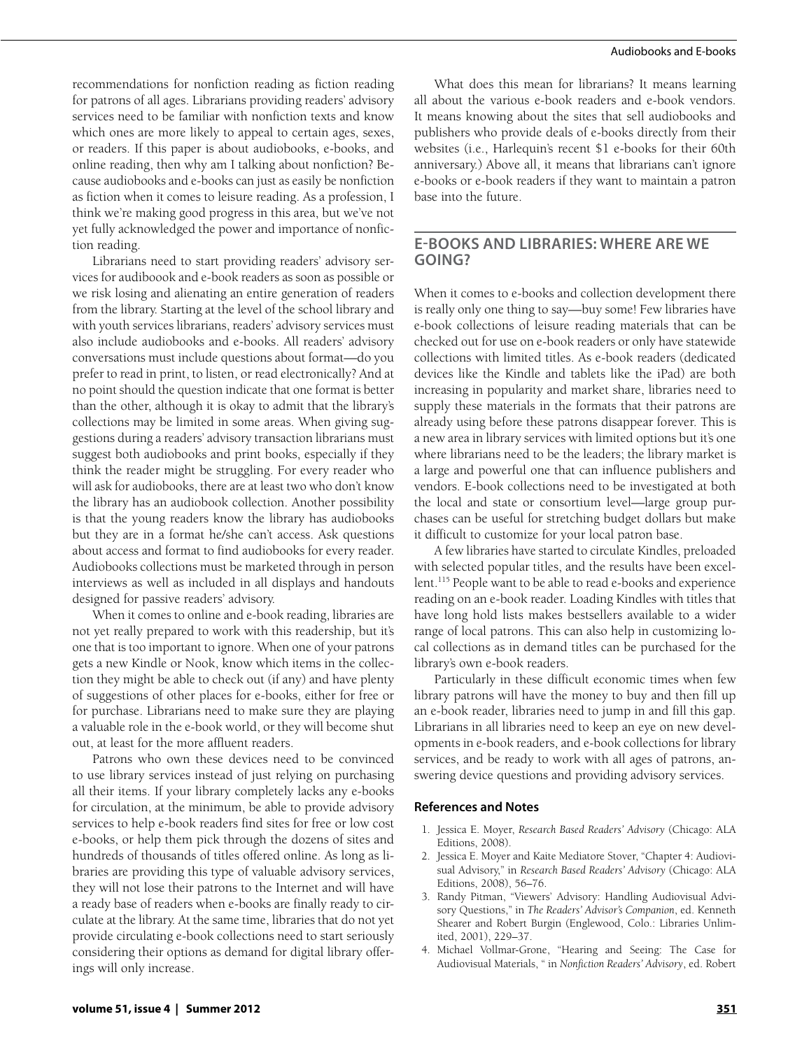recommendations for nonfiction reading as fiction reading for patrons of all ages. Librarians providing readers' advisory services need to be familiar with nonfiction texts and know which ones are more likely to appeal to certain ages, sexes, or readers. If this paper is about audiobooks, e-books, and online reading, then why am I talking about nonfiction? Because audiobooks and e-books can just as easily be nonfiction as fiction when it comes to leisure reading. As a profession, I think we're making good progress in this area, but we've not yet fully acknowledged the power and importance of nonfiction reading.

Librarians need to start providing readers' advisory services for audibioook and e-book readers as soon as possible or we risk losing and alienating an entire generation of readers from the library. Starting at the level of the school library and with youth services librarians, readers' advisory services must also include audiobooks and e-books. All readers' advisory conversations must include questions about format—do you prefer to read in print, to listen, or read electronically? And at no point should the question indicate that one format is better than the other, although it is okay to admit that the library's collections may be limited in some areas. When giving suggestions during a readers' advisory transaction librarians must suggest both audiobooks and print books, especially if they think the reader might be struggling. For every reader who will ask for audiobooks, there are at least two who don't know the library has an audiobook collection. Another possibility is that the young readers know the library has audiobooks but they are in a format he/she can't access. Ask questions about access and format to find audiobooks for every reader. Audiobooks collections must be marketed through in person interviews as well as included in all displays and handouts designed for passive readers' advisory.

When it comes to online and e-book reading, libraries are not yet really prepared to work with this readership, but it's one that is too important to ignore. When one of your patrons gets a new Kindle or Nook, know which items in the collection they might be able to check out (if any) and have plenty of suggestions of other places for e-books, either for free or for purchase. Librarians need to make sure they are playing a valuable role in the e-book world, or they will become shut out, at least for the more affluent readers.

Patrons who own these devices need to be convinced to use library services instead of just relying on purchasing all their items. If your library completely lacks any e-books for circulation, at the minimum, be able to provide advisory services to help e-book readers find sites for free or low cost e-books, or help them pick through the dozens of sites and hundreds of thousands of titles offered online. As long as libraries are providing this type of valuable advisory services, they will not lose their patrons to the Internet and will have a ready base of readers when e-books are finally ready to circulate at the library. At the same time, libraries that do not yet provide circulating e-book collections need to start seriously considering their options as demand for digital library offerings will only increase.

What does this mean for librarians? It means learning all about the various e-book readers and e-book vendors. It means knowing about the sites that sell audiobooks and publishers who provide deals of e-books directly from their websites (i.e., Harlequin's recent $1 e-books for their 60th anniversary.) Above all, it means that librarians can't ignore e-books or e-book readers if they want to maintain a patron base into the future.

## E-BOOKS AND LIBRARIES: WHERE ARE WE GOING?

When it comes to e-books and collection development there is really only one thing to say—buy some! Few libraries have e-book collections of leisure reading materials that can be checked out for use on e-book readers or only have statewide collections with limited titles. As e-book readers (dedicated devices like the Kindle and tablets like the iPad) are both increasing in popularity and market share, libraries need to supply these materials in the formats that their patrons are already using before these patrons disappear forever. This is a new area in library services with limited options but it's one where librarians need to be the leaders; the library market is a large and powerful one that can influence publishers and vendors. E-book collections need to be investigated at both the local and state or consortium level—large group purchases can be useful for stretching budget dollars but make it difficult to customize for your local patron base.

A few libraries have started to circulate Kindles, preloaded with selected popular titles, and the results have been excellent.[115] People want to be able to read e-books and experience reading on an e-book reader. Loading Kindles with titles that have long hold lists makes bestsellers available to a wider range of local patrons. This can also help in customizing local collections as in demand titles can be purchased for the library's own e-book readers.

Particularly in these difficult economic times when few library patrons will have the money to buy and then fill up an e-book reader, libraries need to jump in and fill this gap. Librarians in all libraries need to keep an eye on new developments in e-book readers, and e-book collections for library services, and be ready to work with all ages of patrons, answering device questions and providing advisory services.

### References and Notes

1. Jessica E. Moyer, *Research Based Readers' Advisory* (Chicago: ALA Editions, 2008).
2. Jessica E. Moyer and Kaite Mediatore Stover, "Chapter 4: Audiovisual Advisory," in *Research Based Readers' Advisory* (Chicago: ALA Editions, 2008), 56–76.
3. Randy Pitman, "Viewers' Advisory: Handling Audiovisual Advisory Questions," in *The Readers' Advisor's Companion*, ed. Kenneth Shearer and Robert Burgin (Englewood, Colo.: Libraries Unlimited, 2001), 229–37.
4. Michael Vollmar-Grone, "Hearing and Seeing: The Case for Audiovisual Materials, " in *Nonfiction Readers' Advisory*, ed. Robert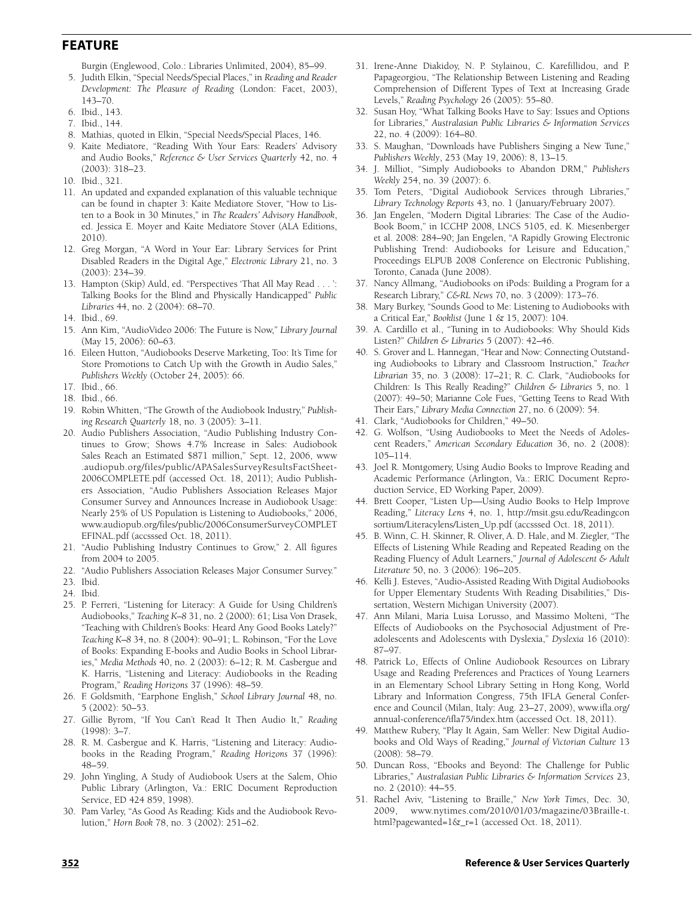Burgin (Englewood, Colo.: Libraries Unlimited, 2004), 85–99.

5. Judith Elkin, "Special Needs/Special Places," in *Reading and Reader Development: The Pleasure of Reading* (London: Facet, 2003), 143–70.
6. Ibid., 143.
7. Ibid., 144.
8. Mathias, quoted in Elkin, "Special Needs/Special Places, 146.
9. Kaite Mediatore, "Reading With Your Ears: Readers' Advisory and Audio Books," *Reference & User Services Quarterly* 42, no. 4 (2003): 318–23.
10. Ibid., 321.
11. An updated and expanded explanation of this valuable technique can be found in chapter 3: Kaite Mediatore Stover, "How to Listen to a Book in 30 Minutes," in *The Readers' Advisory Handbook*, ed. Jessica E. Moyer and Kaite Mediatore Stover (ALA Editions, 2010).
12. Greg Morgan, "A Word in Your Ear: Library Services for Print Disabled Readers in the Digital Age," *Electronic Library* 21, no. 3 (2003): 234–39.
13. Hampton (Skip) Auld, ed. "Perspectives 'That All May Read . . . ': Talking Books for the Blind and Physically Handicapped" *Public Libraries* 44, no. 2 (2004): 68–70.
14. Ibid., 69.
15. Ann Kim, "AudioVideo 2006: The Future is Now," *Library Journal* (May 15, 2006): 60–63.
16. Eileen Hutton, "Audiobooks Deserve Marketing, Too: It's Time for Store Promotions to Catch Up with the Growth in Audio Sales," *Publishers Weekly* (October 24, 2005): 66.
17. Ibid., 66.
18. Ibid., 66.
19. Robin Whitten, "The Growth of the Audiobook Industry," *Publishing Research Quarterly* 18, no. 3 (2005): 3–11.
20. Audio Publishers Association, "Audio Publishing Industry Continues to Grow; Shows 4.7% Increase in Sales: Audiobook Sales Reach an Estimated $871 million," Sept. 12, 2006, www.audiopub.org/files/public/APASalesSurveyResultsFactSheet-2006COMPLETE.pdf (accessed Oct. 18, 2011); Audio Publishers Association, "Audio Publishers Association Releases Major Consumer Survey and Announces Increase in Audiobook Usage: Nearly 25% of US Population is Listening to Audiobooks," 2006, www.audiopub.org/files/public/2006ConsumerSurveyCOMPLETEFINAL.pdf (accsssed Oct. 18, 2011).
21. "Audio Publishing Industry Continues to Grow," 2. All figures from 2004 to 2005.
22. "Audio Publishers Association Releases Major Consumer Survey."
23. Ibid.
24. Ibid.
25. P. Ferreri, "Listening for Literacy: A Guide for Using Children's Audiobooks," *Teaching K–8* 31, no. 2 (2000): 61; Lisa Von Drasek, "Teaching with Children's Books: Heard Any Good Books Lately?" *Teaching K–8* 34, no. 8 (2004): 90–91; L. Robinson, "For the Love of Books: Expanding E-books and Audio Books in School Libraries," *Media Methods* 40, no. 2 (2003): 6–12; R. M. Casbergue and K. Harris, "Listening and Literacy: Audiobooks in the Reading Program," *Reading Horizons* 37 (1996): 48–59.
26. F. Goldsmith, "Earphone English," *School Library Journal* 48, no. 5 (2002): 50–53.
27. Gillie Byrom, "If You Can't Read It Then Audio It," *Reading* (1998): 3–7.
28. R. M. Casbergue and K. Harris, "Listening and Literacy: Audiobooks in the Reading Program," *Reading Horizons* 37 (1996): 48–59.
29. John Yingling, A Study of Audiobook Users at the Salem, Ohio Public Library (Arlington, Va.: ERIC Document Reproduction Service, ED 424 859, 1998).
30. Pam Varley, "As Good As Reading: Kids and the Audiobook Revolution," *Horn Book* 78, no. 3 (2002): 251–62.
31. Irene-Anne Diakidoy, N. P. Stylainou, C. Karefillidou, and P. Papageorgiou, "The Relationship Between Listening and Reading Comprehension of Different Types of Text at Increasing Grade Levels," *Reading Psychology* 26 (2005): 55–80.
32. Susan Hoy, "What Talking Books Have to Say: Issues and Options for Libraries," *Australasian Public Libraries & Information Services* 22, no. 4 (2009): 164–80.
33. S. Maughan, "Downloads have Publishers Singing a New Tune," *Publishers Weekly*, 253 (May 19, 2006): 8, 13–15.
34. J. Milliot, "Simply Audiobooks to Abandon DRM," *Publishers Weekly* 254, no. 39 (2007): 6.
35. Tom Peters, "Digital Audiobook Services through Libraries," *Library Technology Reports* 43, no. 1 (January/February 2007).
36. Jan Engelen, "Modern Digital Libraries: The Case of the Audio-Book Boom," in ICCHP 2008, LNCS 5105, ed. K. Miesenberger et al. 2008: 284–90; Jan Engelen, "A Rapidly Growing Electronic Publishing Trend: Audiobooks for Leisure and Education," Proceedings ELPUB 2008 Conference on Electronic Publishing, Toronto, Canada (June 2008).
37. Nancy Allmang, "Audiobooks on iPods: Building a Program for a Research Library," *C&RL News* 70, no. 3 (2009): 173–76.
38. Mary Burkey, "Sounds Good to Me: Listening to Audiobooks with a Critical Ear," *Booklist* (June 1 & 15, 2007): 104.
39. A. Cardillo et al., "Tuning in to Audiobooks: Why Should Kids Listen?" *Children & Libraries* 5 (2007): 42–46.
40. S. Grover and L. Hannegan, "Hear and Now: Connecting Outstanding Audiobooks to Library and Classroom Instruction," *Teacher Librarian* 35, no. 3 (2008): 17–21; R. C. Clark, "Audiobooks for Children: Is This Really Reading?" *Children & Libraries* 5, no. 1 (2007): 49–50; Marianne Cole Fues, "Getting Teens to Read With Their Ears," *Library Media Connection* 27, no. 6 (2009): 54.
41. Clark, "Audiobooks for Children," 49–50.
42. G. Wolfson, "Using Audiobooks to Meet the Needs of Adolescent Readers," *American Secondary Education* 36, no. 2 (2008): 105–114.
43. Joel R. Montgomery, Using Audio Books to Improve Reading and Academic Performance (Arlington, Va.: ERIC Document Reproduction Service, ED Working Paper, 2009).
44. Brett Cooper, "Listen Up—Using Audio Books to Help Improve Reading," *Literacy Lens* 4, no. 1, http://msit.gsu.edu/Readingconsortium/Literacylens/Listen_Up.pdf (accsssed Oct. 18, 2011).
45. B. Winn, C. H. Skinner, R. Oliver, A. D. Hale, and M. Ziegler, "The Effects of Listening While Reading and Repeated Reading on the Reading Fluency of Adult Learners," *Journal of Adolescent & Adult Literature* 50, no. 3 (2006): 196–205.
46. Kelli J. Esteves, "Audio-Assisted Reading With Digital Audiobooks for Upper Elementary Students With Reading Disabilities," Dissertation, Western Michigan University (2007).
47. Ann Milani, Maria Luisa Lorusso, and Massimo Molteni, "The Effects of Audiobooks on the Psychosocial Adjustment of Preadolescents and Adolescents with Dyslexia," *Dyslexia* 16 (2010): 87–97.
48. Patrick Lo, Effects of Online Audiobook Resources on Library Usage and Reading Preferences and Practices of Young Learners in an Elementary School Library Setting in Hong Kong, World Library and Information Congress, 75th IFLA General Conference and Council (Milan, Italy: Aug. 23–27, 2009), www.ifla.org/annual-conference/ifla75/index.htm (accessed Oct. 18, 2011).
49. Matthew Rubery, "Play It Again, Sam Weller: New Digital Audiobooks and Old Ways of Reading," *Journal of Victorian Culture* 13 (2008): 58–79.
50. Duncan Ross, "Ebooks and Beyond: The Challenge for Public Libraries," *Australasian Public Libraries & Information Services* 23, no. 2 (2010): 44–55.
51. Rachel Aviv, "Listening to Braille," *New York Times*, Dec. 30, 2009, www.nytimes.com/2010/01/03/magazine/03Braille-t.html?pagewanted=1&_r=1 (accessed Oct. 18, 2011).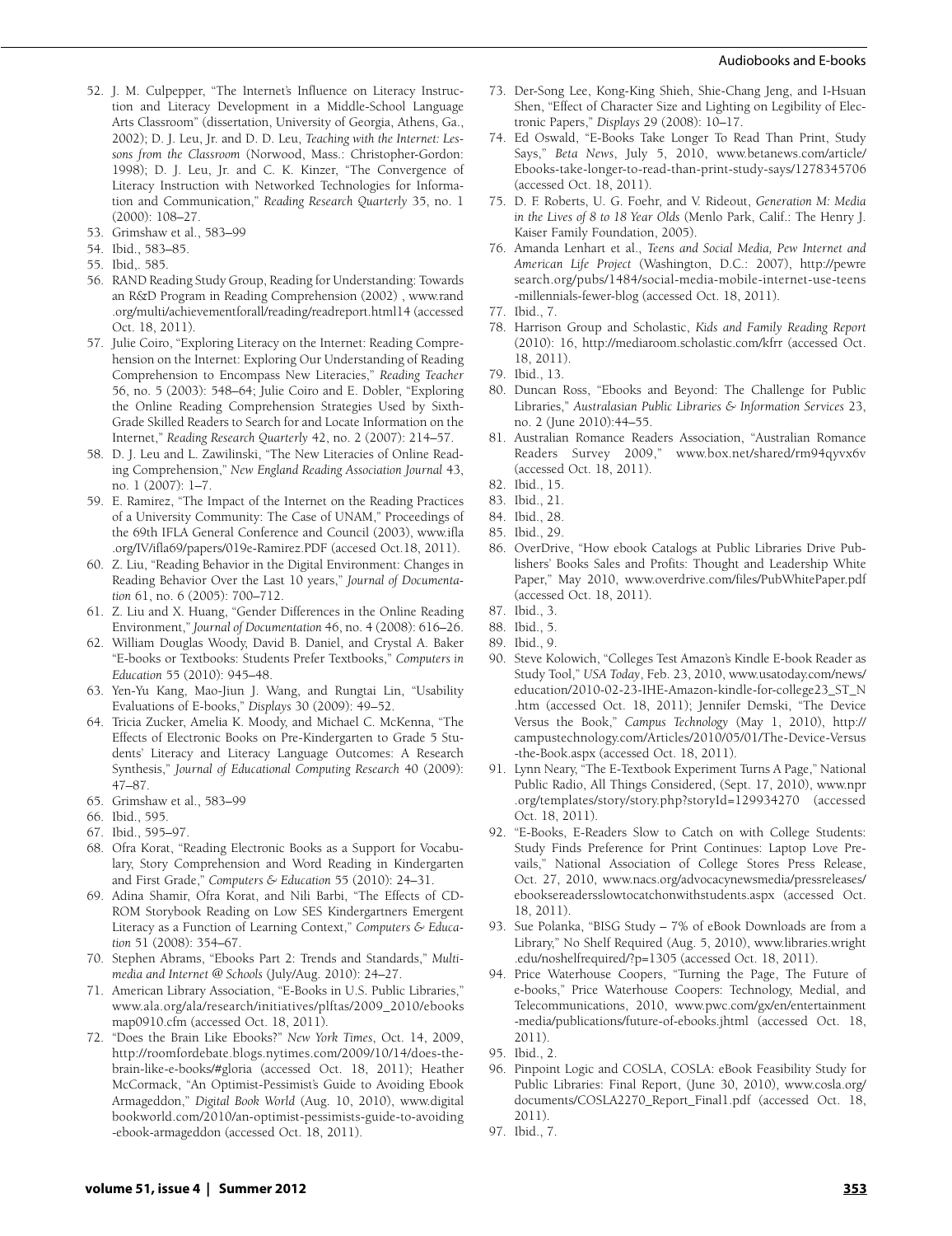52. J. M. Culpepper, "The Internet's Influence on Literacy Instruction and Literacy Development in a Middle-School Language Arts Classroom" (dissertation, University of Georgia, Athens, Ga., 2002); D. J. Leu, Jr. and D. D. Leu, *Teaching with the Internet: Lessons from the Classroom* (Norwood, Mass.: Christopher-Gordon: 1998); D. J. Leu, Jr. and C. K. Kinzer, "The Convergence of Literacy Instruction with Networked Technologies for Information and Communication," *Reading Research Quarterly* 35, no. 1 (2000): 108–27.
53. Grimshaw et al., 583–99
54. Ibid., 583–85.
55. Ibid,. 585.
56. RAND Reading Study Group, Reading for Understanding: Towards an R&D Program in Reading Comprehension (2002) , www.rand.org/multi/achievementforall/reading/readreport.html14 (accessed Oct. 18, 2011).
57. Julie Coiro, "Exploring Literacy on the Internet: Reading Comprehension on the Internet: Exploring Our Understanding of Reading Comprehension to Encompass New Literacies," *Reading Teacher* 56, no. 5 (2003): 548–64; Julie Coiro and E. Dobler, "Exploring the Online Reading Comprehension Strategies Used by Sixth-Grade Skilled Readers to Search for and Locate Information on the Internet," *Reading Research Quarterly* 42, no. 2 (2007): 214–57.
58. D. J. Leu and L. Zawilinski, "The New Literacies of Online Reading Comprehension," *New England Reading Association Journal* 43, no. 1 (2007): 1–7.
59. E. Ramirez, "The Impact of the Internet on the Reading Practices of a University Community: The Case of UNAM," Proceedings of the 69th IFLA General Conference and Council (2003), www.ifla.org/IV/ifla69/papers/019e-Ramirez.PDF (accesed Oct.18, 2011).
60. Z. Liu, "Reading Behavior in the Digital Environment: Changes in Reading Behavior Over the Last 10 years," *Journal of Documentation* 61, no. 6 (2005): 700–712.
61. Z. Liu and X. Huang, "Gender Differences in the Online Reading Environment," *Journal of Documentation* 46, no. 4 (2008): 616–26.
62. William Douglas Woody, David B. Daniel, and Crystal A. Baker "E-books or Textbooks: Students Prefer Textbooks," *Computers in Education* 55 (2010): 945–48.
63. Yen-Yu Kang, Mao-Jiun J. Wang, and Rungtai Lin, "Usability Evaluations of E-books," *Displays* 30 (2009): 49–52.
64. Tricia Zucker, Amelia K. Moody, and Michael C. McKenna, "The Effects of Electronic Books on Pre-Kindergarten to Grade 5 Students' Literacy and Literacy Language Outcomes: A Research Synthesis," *Journal of Educational Computing Research* 40 (2009): 47–87.
65. Grimshaw et al., 583–99
66. Ibid., 595.
67. Ibid., 595–97.
68. Ofra Korat, "Reading Electronic Books as a Support for Vocabulary, Story Comprehension and Word Reading in Kindergarten and First Grade," *Computers & Education* 55 (2010): 24–31.
69. Adina Shamir, Ofra Korat, and Nili Barbi, "The Effects of CD-ROM Storybook Reading on Low SES Kindergartners Emergent Literacy as a Function of Learning Context," *Computers & Education* 51 (2008): 354–67.
70. Stephen Abrams, "Ebooks Part 2: Trends and Standards," *Multimedia and Internet @ Schools* (July/Aug. 2010): 24–27.
71. American Library Association, "E-Books in U.S. Public Libraries," www.ala.org/ala/research/initiatives/plftas/2009_2010/ebooksmap0910.cfm (accessed Oct. 18, 2011).
72. "Does the Brain Like Ebooks?" *New York Times*, Oct. 14, 2009, http://roomfordebate.blogs.nytimes.com/2009/10/14/does-the-brain-like-e-books/#gloria (accessed Oct. 18, 2011); Heather McCormack, "An Optimist-Pessimist's Guide to Avoiding Ebook Armageddon," *Digital Book World* (Aug. 10, 2010), www.digitalbookworld.com/2010/an-optimist-pessimists-guide-to-avoiding-ebook-armageddon (accessed Oct. 18, 2011).
73. Der-Song Lee, Kong-King Shieh, Shie-Chang Jeng, and I-Hsuan Shen, "Effect of Character Size and Lighting on Legibility of Electronic Papers," *Displays* 29 (2008): 10–17.
74. Ed Oswald, "E-Books Take Longer To Read Than Print, Study Says," *Beta News*, July 5, 2010, www.betanews.com/article/Ebooks-take-longer-to-read-than-print-study-says/1278345706 (accessed Oct. 18, 2011).
75. D. F. Roberts, U. G. Foehr, and V. Rideout, *Generation M: Media in the Lives of 8 to 18 Year Olds* (Menlo Park, Calif.: The Henry J. Kaiser Family Foundation, 2005).
76. Amanda Lenhart et al., *Teens and Social Media, Pew Internet and American Life Project* (Washington, D.C.: 2007), http://pewresearch.org/pubs/1484/social-media-mobile-internet-use-teens-millennials-fewer-blog (accessed Oct. 18, 2011).
77. Ibid., 7.
78. Harrison Group and Scholastic, *Kids and Family Reading Report* (2010): 16, http://mediaroom.scholastic.com/kfrr (accessed Oct. 18, 2011).
79. Ibid., 13.
80. Duncan Ross, "Ebooks and Beyond: The Challenge for Public Libraries," *Australasian Public Libraries & Information Services* 23, no. 2 (June 2010):44–55.
81. Australian Romance Readers Association, "Australian Romance Readers Survey 2009," www.box.net/shared/rm94qyvx6v (accessed Oct. 18, 2011).
82. Ibid., 15.
83. Ibid., 21.
84. Ibid., 28.
85. Ibid., 29.
86. OverDrive, "How ebook Catalogs at Public Libraries Drive Publishers' Books Sales and Profits: Thought and Leadership White Paper," May 2010, www.overdrive.com/files/PubWhitePaper.pdf (accessed Oct. 18, 2011).
87. Ibid., 3.
88. Ibid., 5.
89. Ibid., 9.
90. Steve Kolowich, "Colleges Test Amazon's Kindle E-book Reader as Study Tool," *USA Today*, Feb. 23, 2010, www.usatoday.com/news/education/2010-02-23-IHE-Amazon-kindle-for-college23_ST_N.htm (accessed Oct. 18, 2011); Jennifer Demski, "The Device Versus the Book," *Campus Technology* (May 1, 2010), http://campustechnology.com/Articles/2010/05/01/The-Device-Versus-the-Book.aspx (accessed Oct. 18, 2011).
91. Lynn Neary, "The E-Textbook Experiment Turns A Page," National Public Radio, All Things Considered, (Sept. 17, 2010), www.npr.org/templates/story/story.php?storyId=129934270 (accessed Oct. 18, 2011).
92. "E-Books, E-Readers Slow to Catch on with College Students: Study Finds Preference for Print Continues: Laptop Love Prevails," National Association of College Stores Press Release, Oct. 27, 2010, www.nacs.org/advocacynewsmedia/pressreleases/ebooksereadersslowtocatchonwithstudents.aspx (accessed Oct. 18, 2011).
93. Sue Polanka, "BISG Study – 7% of eBook Downloads are from a Library," No Shelf Required (Aug. 5, 2010), www.libraries.wright.edu/noshelfrequired/?p=1305 (accessed Oct. 18, 2011).
94. Price Waterhouse Coopers, "Turning the Page, The Future of e-books," Price Waterhouse Coopers: Technology, Medial, and Telecommunications, 2010, www.pwc.com/gx/en/entertainment-media/publications/future-of-ebooks.jhtml (accessed Oct. 18, 2011).
95. Ibid., 2.
96. Pinpoint Logic and COSLA, COSLA: eBook Feasibility Study for Public Libraries: Final Report, (June 30, 2010), www.cosla.org/documents/COSLA2270_Report_Final1.pdf (accessed Oct. 18, 2011).
97. Ibid., 7.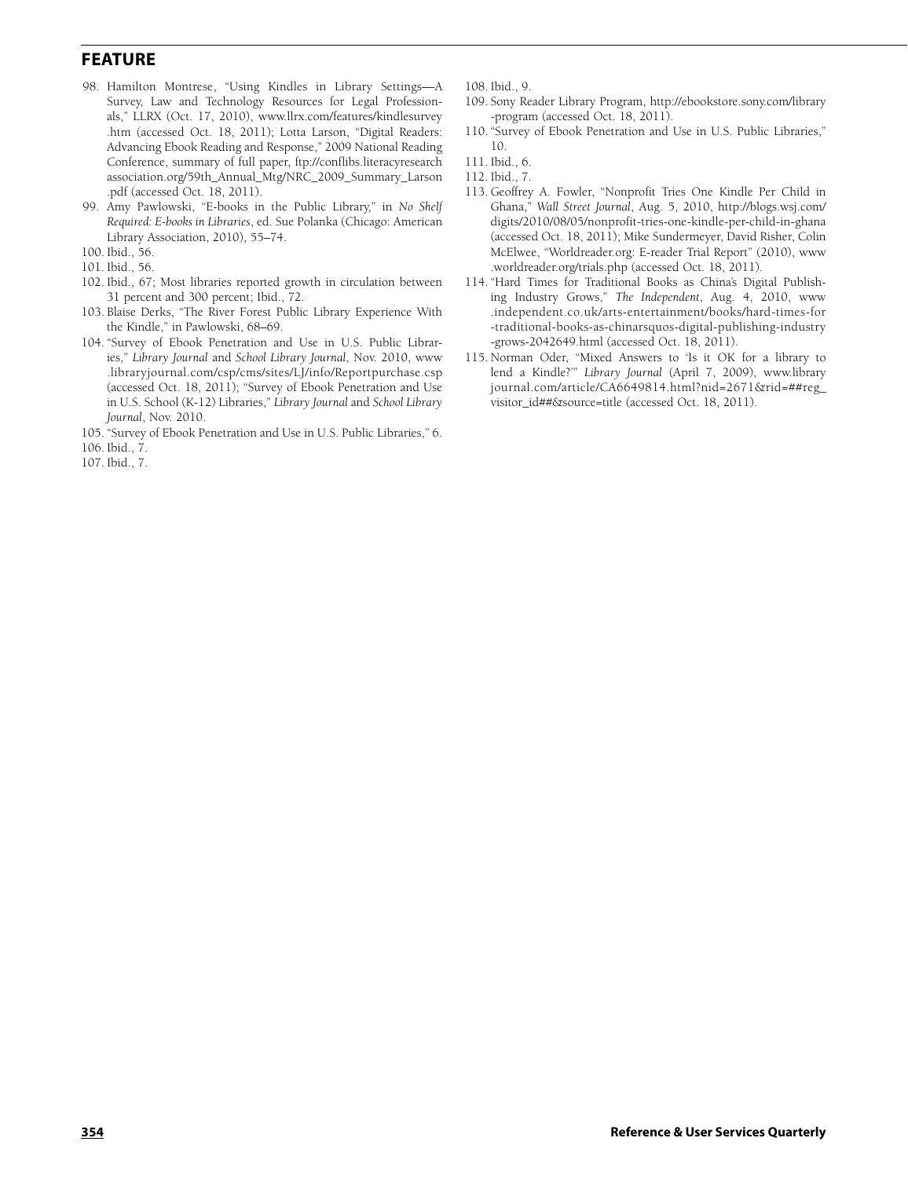98. Hamilton Montrese, "Using Kindles in Library Settings—A Survey, Law and Technology Resources for Legal Professionals," LLRX (Oct. 17, 2010), www.llrx.com/features/kindlesurvey.htm (accessed Oct. 18, 2011); Lotta Larson, "Digital Readers: Advancing Ebook Reading and Response," 2009 National Reading Conference, summary of full paper, ftp://conflibs.literacyresearchassociation.org/59th_Annual_Mtg/NRC_2009_Summary_Larson.pdf (accessed Oct. 18, 2011).
99. Amy Pawlowski, "E-books in the Public Library," in *No Shelf Required: E-books in Libraries*, ed. Sue Polanka (Chicago: American Library Association, 2010), 55–74.
100. Ibid., 56.
101. Ibid., 56.
102. Ibid., 67; Most libraries reported growth in circulation between 31 percent and 300 percent; Ibid., 72.
103. Blaise Derks, "The River Forest Public Library Experience With the Kindle," in Pawlowski, 68–69.
104. "Survey of Ebook Penetration and Use in U.S. Public Libraries," *Library Journal* and *School Library Journal*, Nov. 2010, www.libraryjournal.com/csp/cms/sites/LJ/info/Reportpurchase.csp (accessed Oct. 18, 2011); "Survey of Ebook Penetration and Use in U.S. School (K-12) Libraries," *Library Journal* and *School Library Journal*, Nov. 2010.
105. "Survey of Ebook Penetration and Use in U.S. Public Libraries," 6.
106. Ibid., 7.
107. Ibid., 7.
108. Ibid., 9.
109. Sony Reader Library Program, http://ebookstore.sony.com/library-program (accessed Oct. 18, 2011).
110. "Survey of Ebook Penetration and Use in U.S. Public Libraries," 10.
111. Ibid., 6.
112. Ibid., 7.
113. Geoffrey A. Fowler, "Nonprofit Tries One Kindle Per Child in Ghana," *Wall Street Journal*, Aug. 5, 2010, http://blogs.wsj.com/digits/2010/08/05/nonprofit-tries-one-kindle-per-child-in-ghana (accessed Oct. 18, 2011); Mike Sundermeyer, David Risher, Colin McElwee, "Worldreader.org: E-reader Trial Report" (2010), www.worldreader.org/trials.php (accessed Oct. 18, 2011).
114. "Hard Times for Traditional Books as China's Digital Publishing Industry Grows," *The Independent*, Aug. 4, 2010, www.independent.co.uk/arts-entertainment/books/hard-times-for-traditional-books-as-chinarsquos-digital-publishing-industry-grows-2042649.html (accessed Oct. 18, 2011).
115. Norman Oder, "Mixed Answers to 'Is it OK for a library to lend a Kindle?'" *Library Journal* (April 7, 2009), www.libraryjournal.com/article/CA6649814.html?nid=2671&rid=##reg_visitor_id##&source=title (accessed Oct. 18, 2011).